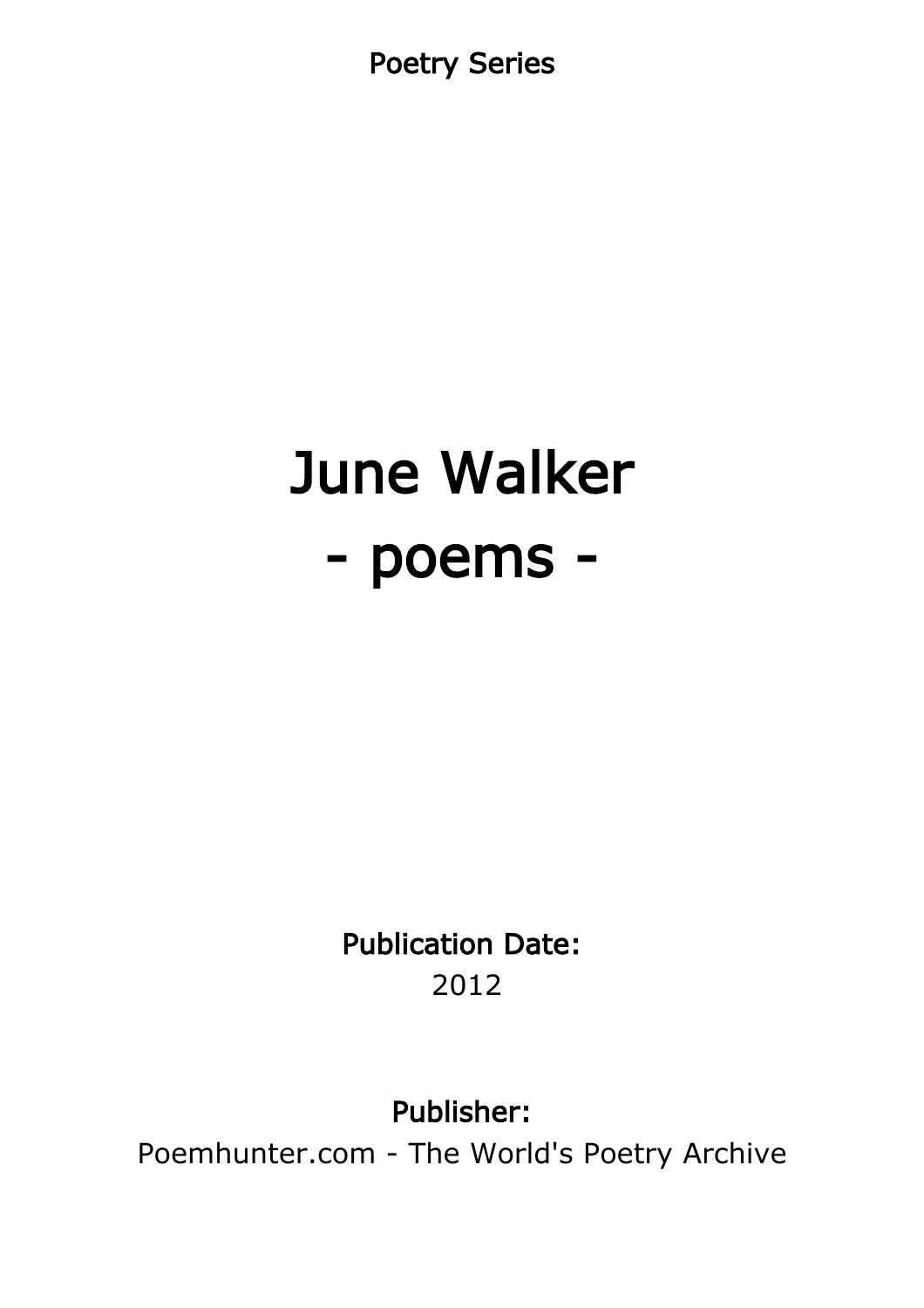Poetry Series

# June Walker
# - poems -

**Publication Date:**
2012

**Publisher:**
Poemhunter.com - The World's Poetry Archive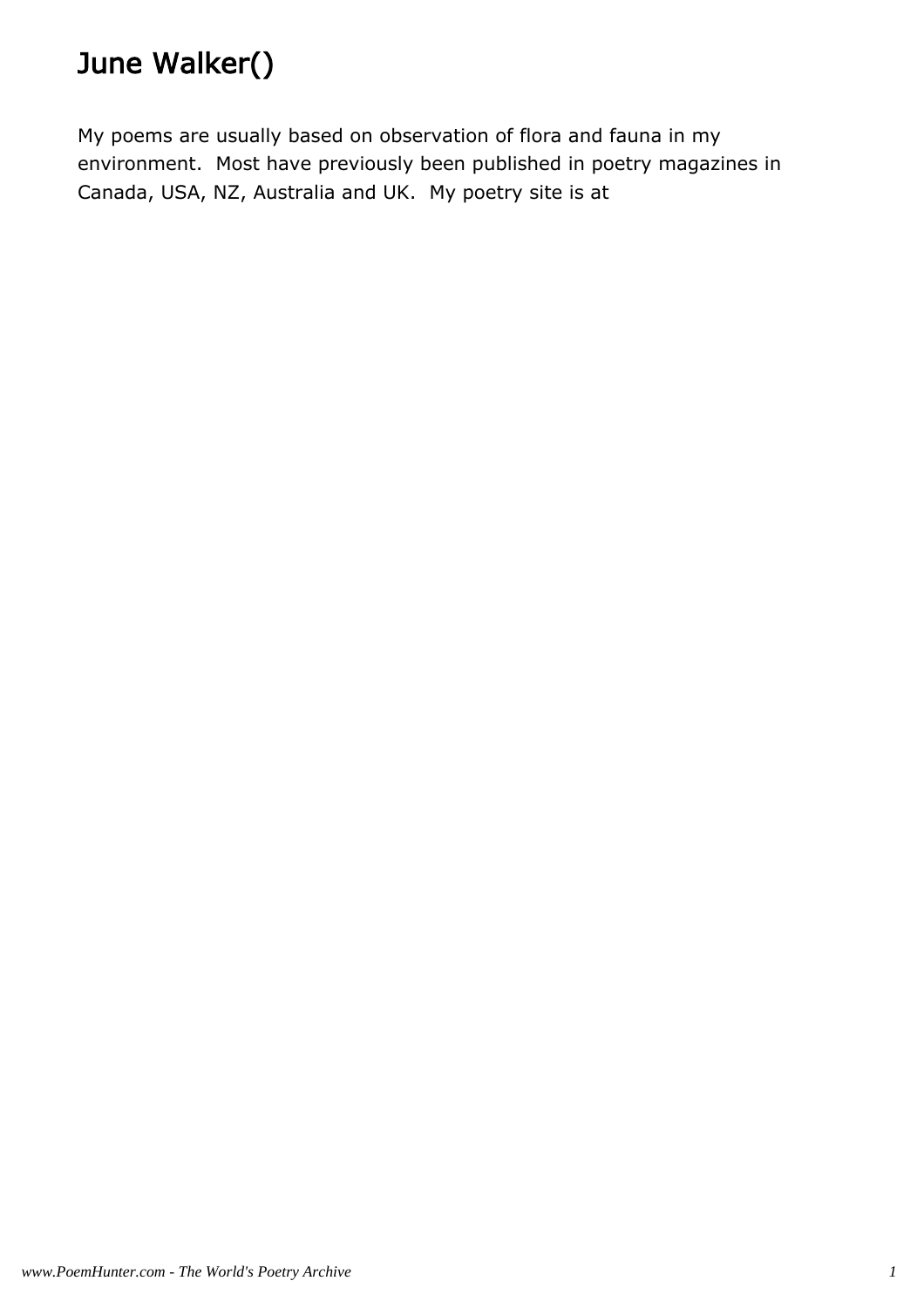# June Walker()

My poems are usually based on observation of flora and fauna in my environment. Most have previously been published in poetry magazines in Canada, USA, NZ, Australia and UK. My poetry site is at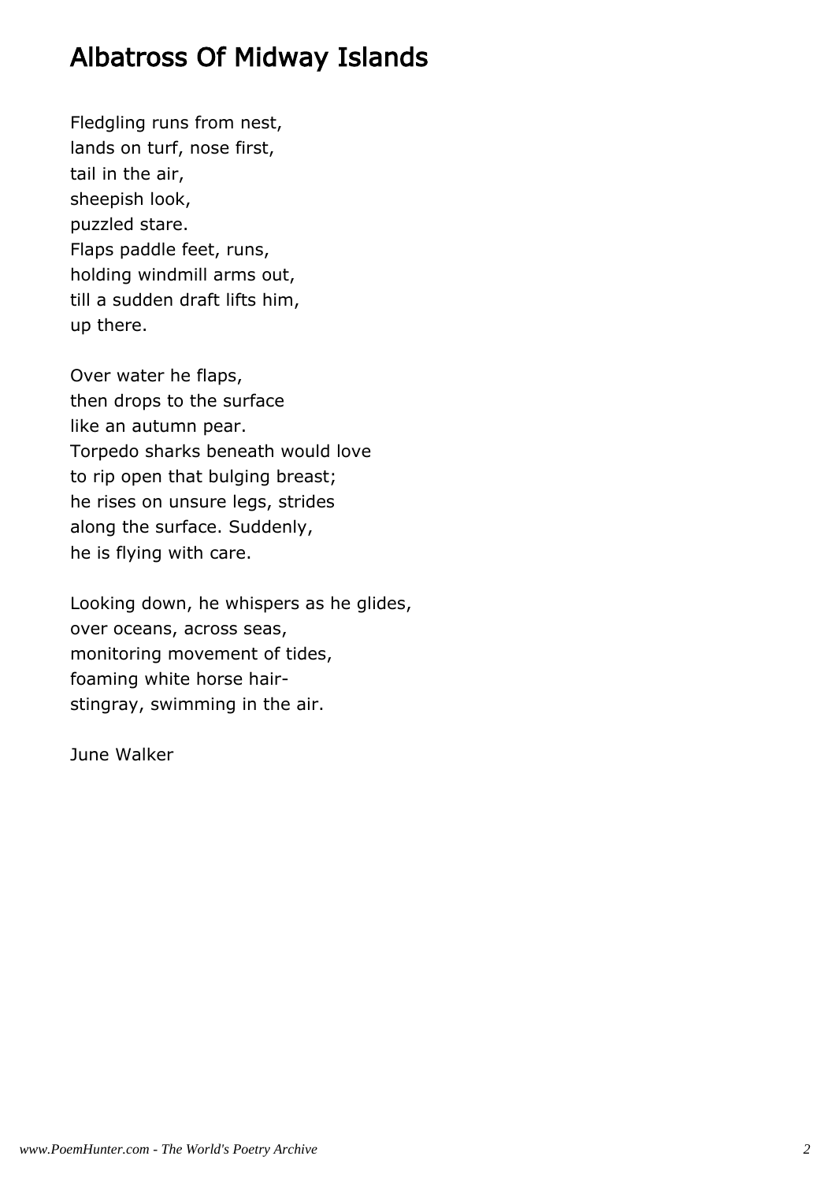# Albatross Of Midway Islands

Fledgling runs from nest,
lands on turf, nose first,
tail in the air,
sheepish look,
puzzled stare.
Flaps paddle feet, runs,
holding windmill arms out,
till a sudden draft lifts him,
up there.

Over water he flaps,
then drops to the surface
like an autumn pear.
Torpedo sharks beneath would love
to rip open that bulging breast;
he rises on unsure legs, strides
along the surface. Suddenly,
he is flying with care.

Looking down, he whispers as he glides,
over oceans, across seas,
monitoring movement of tides,
foaming white horse hair-
stingray, swimming in the air.

June Walker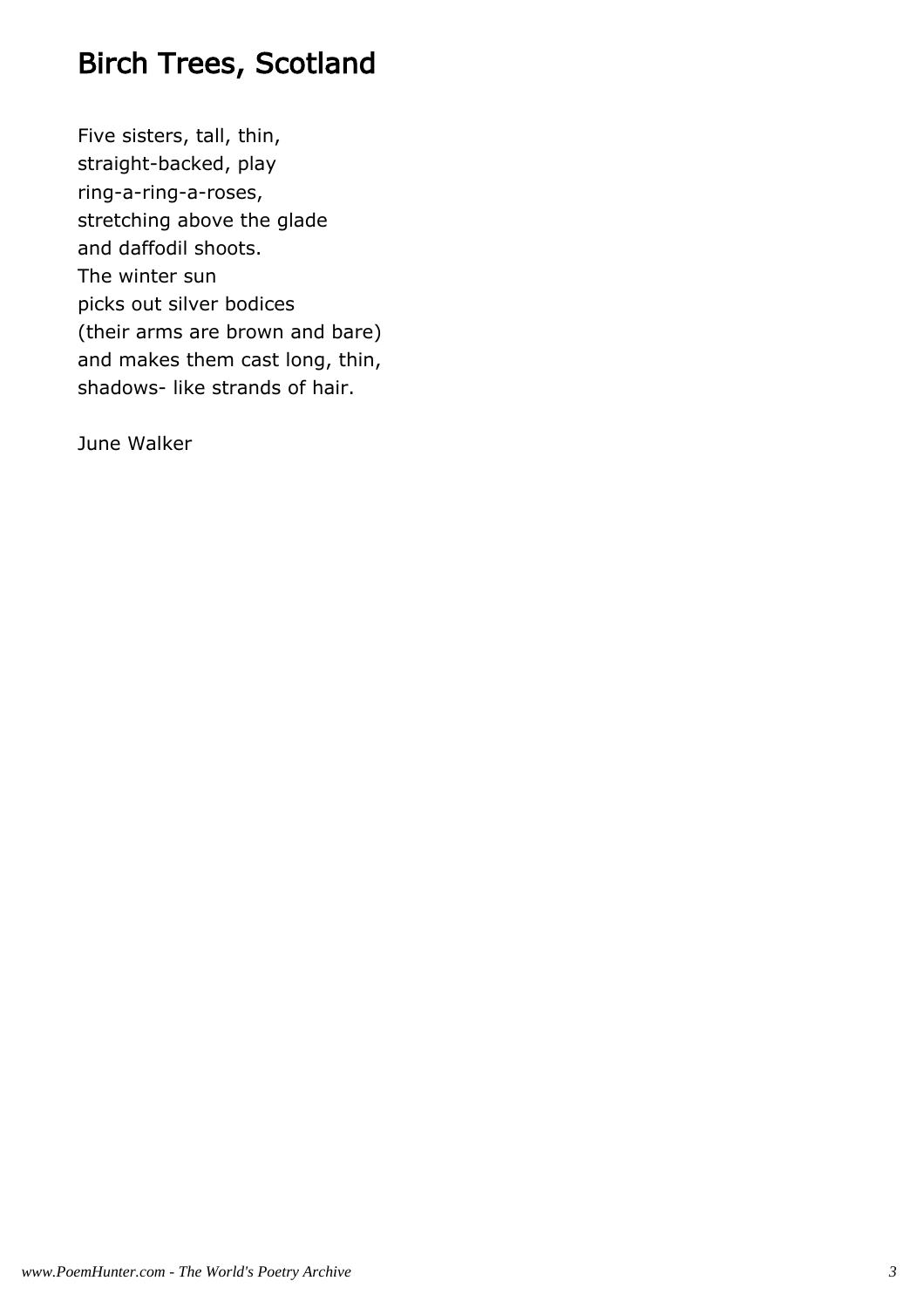# Birch Trees, Scotland

Five sisters, tall, thin,
straight-backed, play
ring-a-ring-a-roses,
stretching above the glade
and daffodil shoots.
The winter sun
picks out silver bodices
(their arms are brown and bare)
and makes them cast long, thin,
shadows- like strands of hair.

June Walker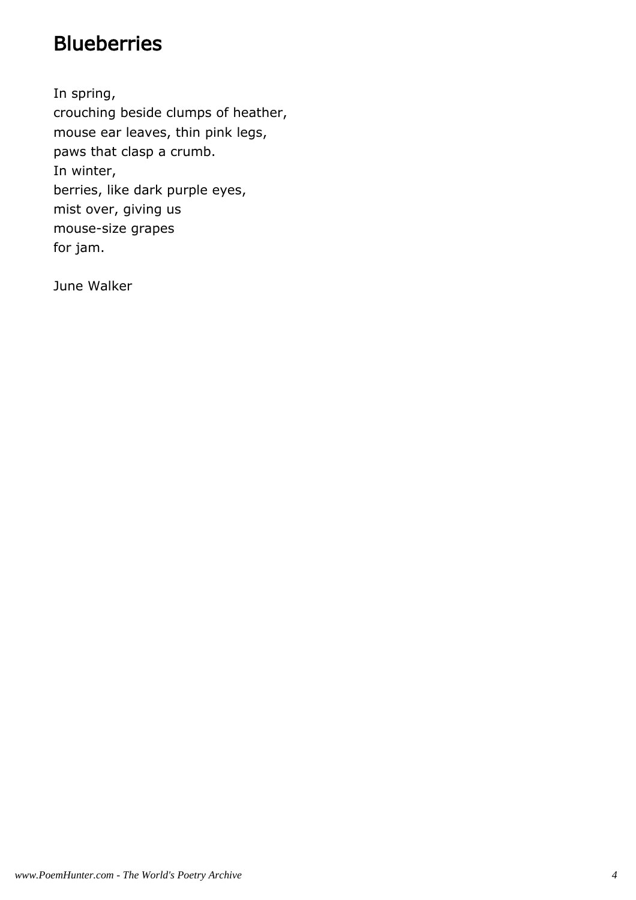# Blueberries

In spring,
crouching beside clumps of heather,
mouse ear leaves, thin pink legs,
paws that clasp a crumb.
In winter,
berries, like dark purple eyes,
mist over, giving us
mouse-size grapes
for jam.

June Walker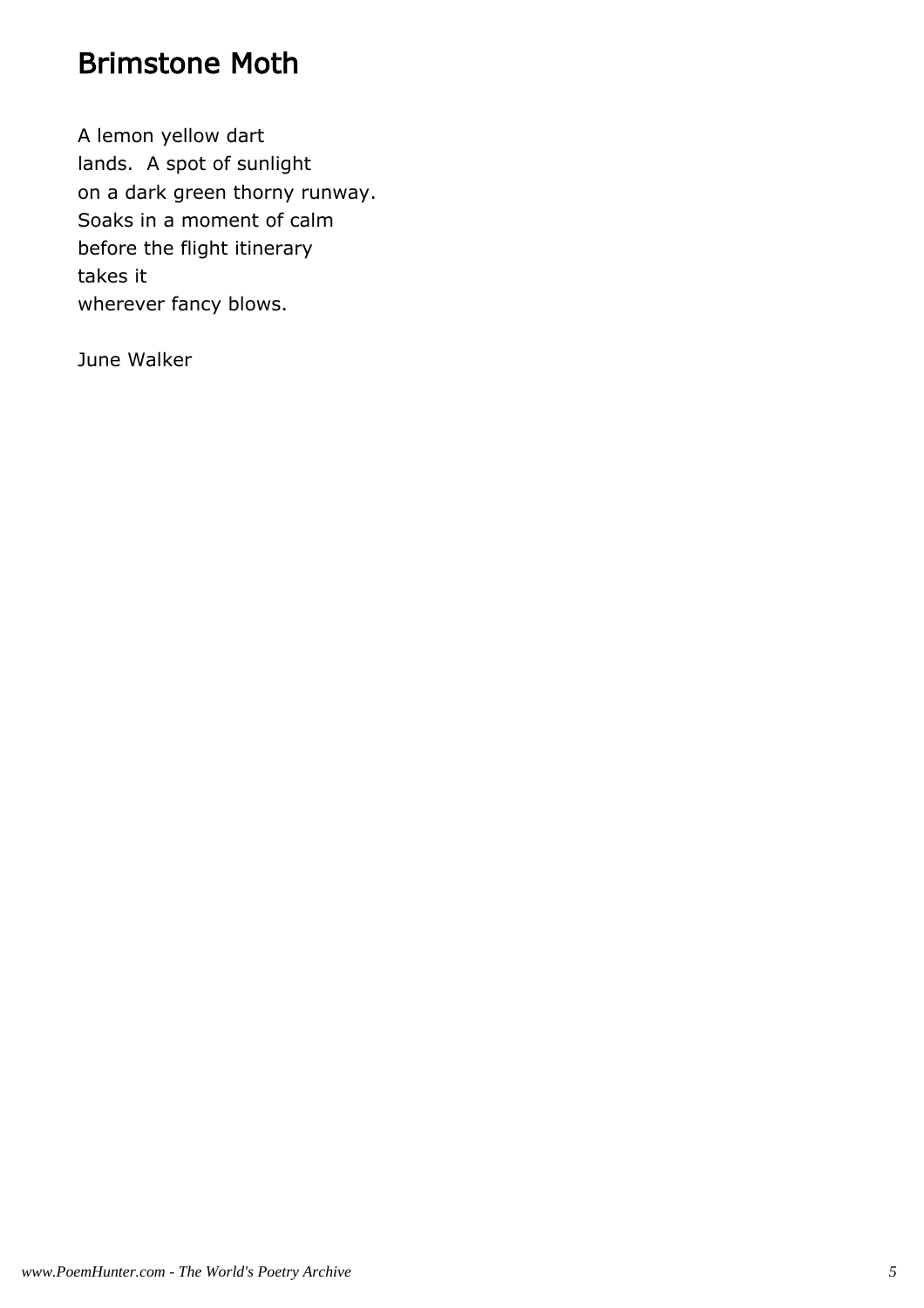# Brimstone Moth

A lemon yellow dart  
lands.  A spot of sunlight  
on a dark green thorny runway.  
Soaks in a moment of calm  
before the flight itinerary  
takes it  
wherever fancy blows.

June Walker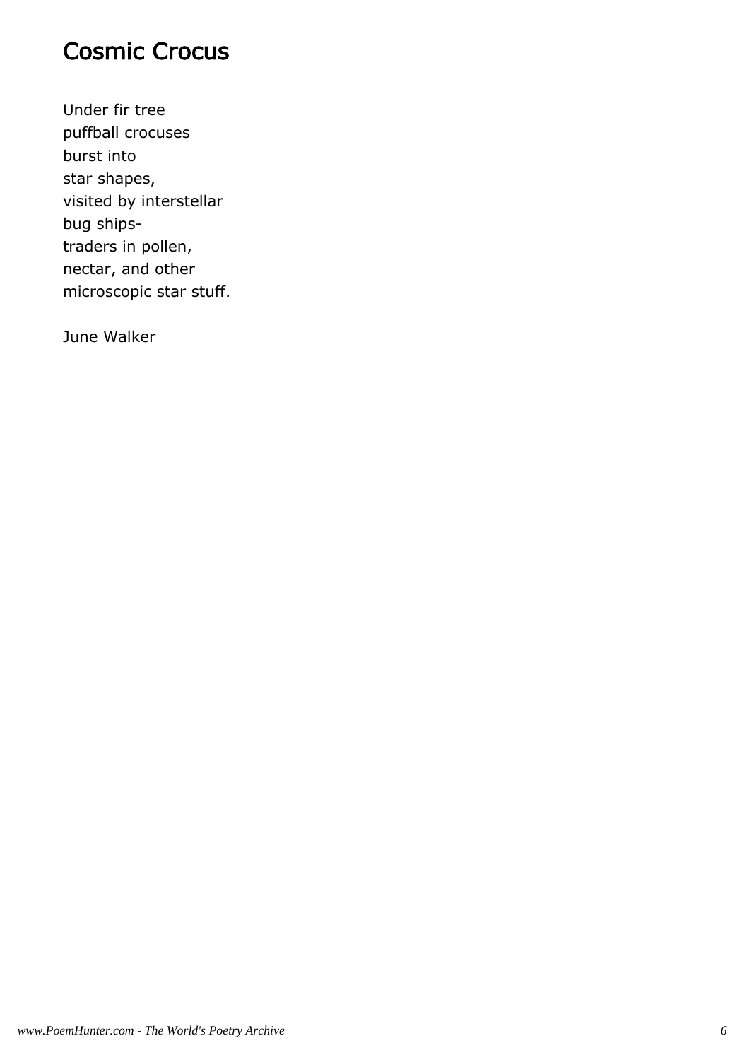# Cosmic Crocus

Under fir tree
puffball crocuses
burst into
star shapes,
visited by interstellar
bug ships-
traders in pollen,
nectar, and other
microscopic star stuff.

June Walker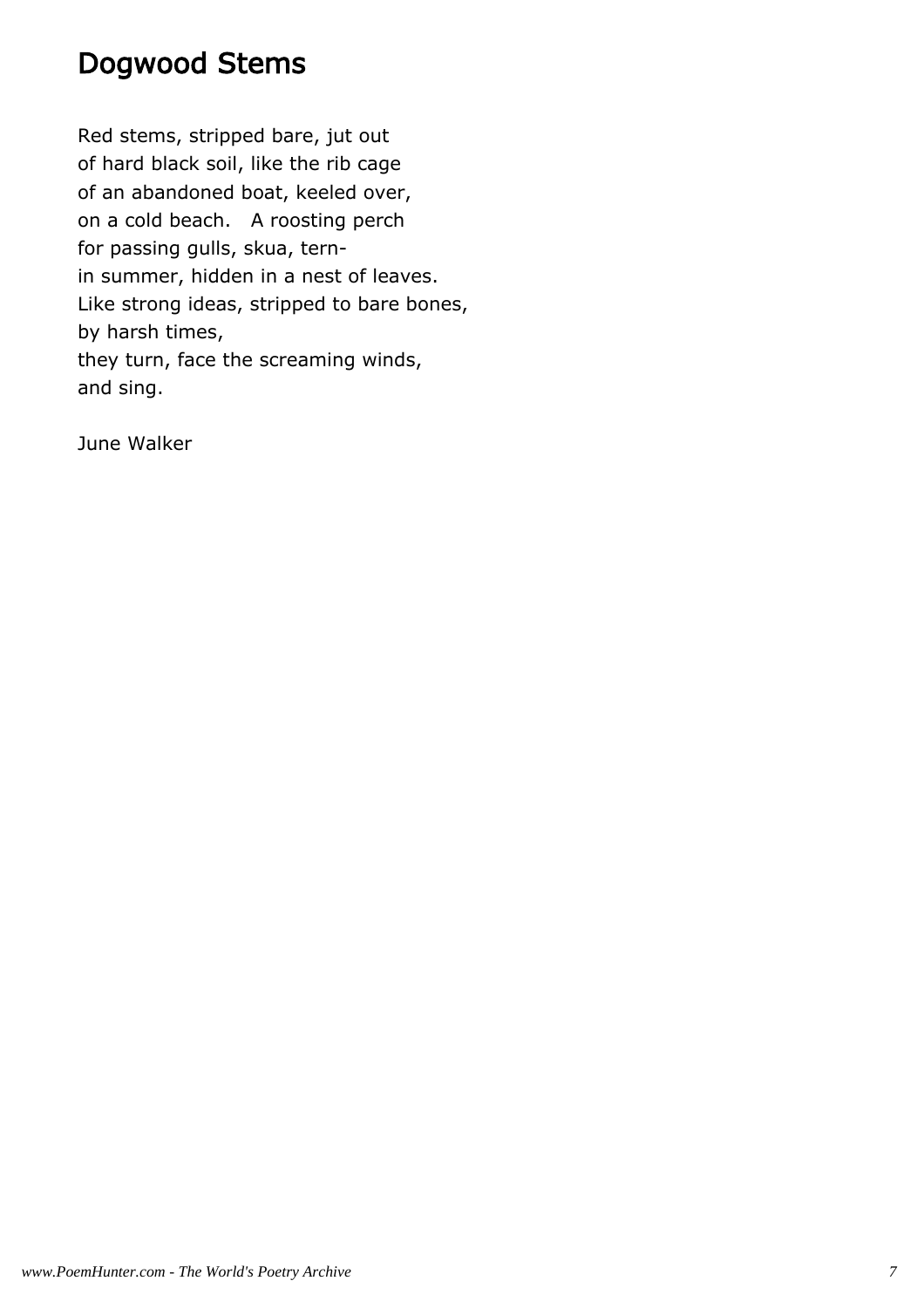# Dogwood Stems

Red stems, stripped bare, jut out
of hard black soil, like the rib cage
of an abandoned boat, keeled over,
on a cold beach.   A roosting perch
for passing gulls, skua, tern-
in summer, hidden in a nest of leaves.
Like strong ideas, stripped to bare bones,
by harsh times,
they turn, face the screaming winds,
and sing.

June Walker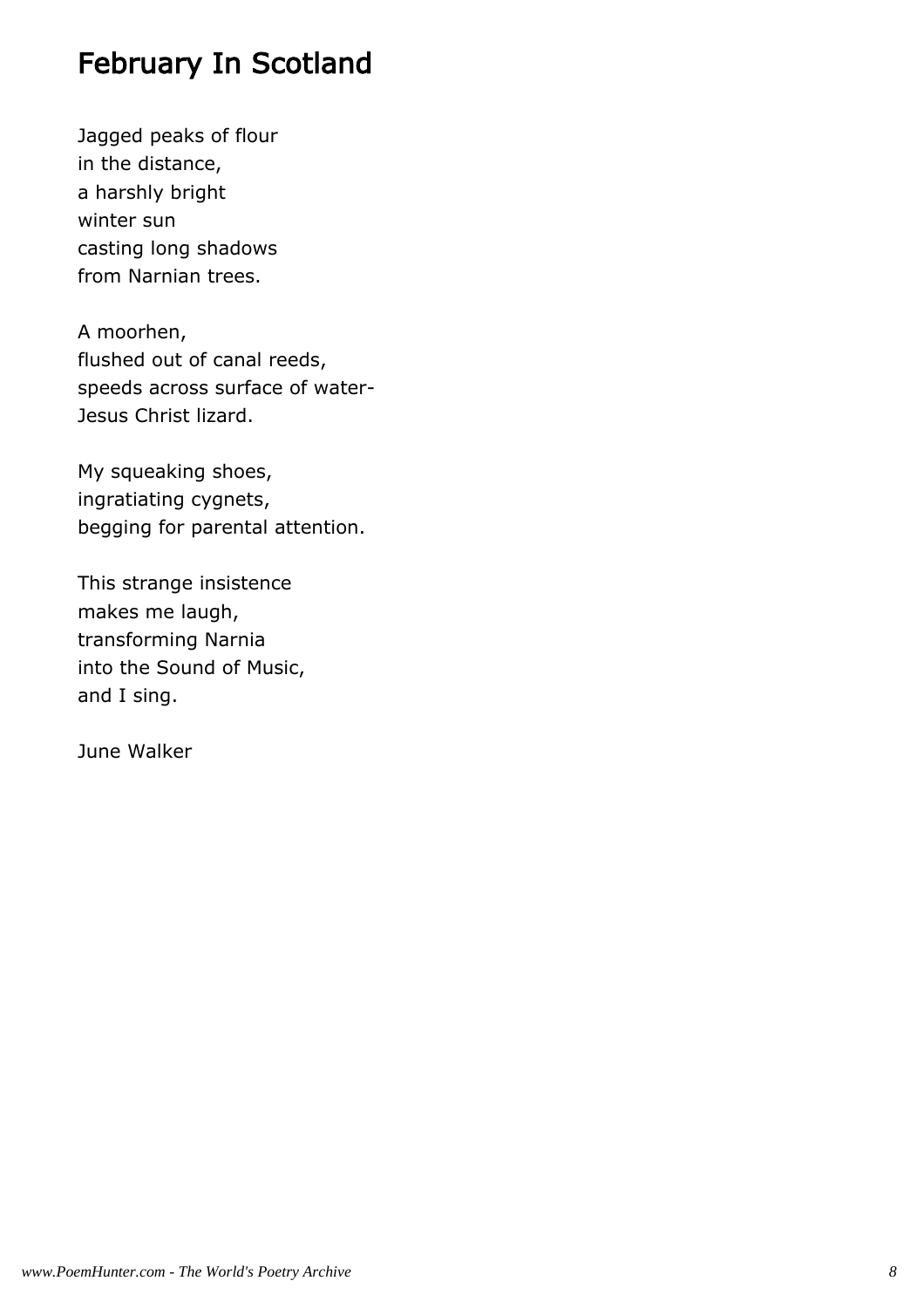# February In Scotland

Jagged peaks of flour  
in the distance,  
a harshly bright  
winter sun  
casting long shadows  
from Narnian trees.

A moorhen,  
flushed out of canal reeds,  
speeds across surface of water-  
Jesus Christ lizard.

My squeaking shoes,  
ingratiating cygnets,  
begging for parental attention.

This strange insistence  
makes me laugh,  
transforming Narnia  
into the Sound of Music,  
and I sing.

June Walker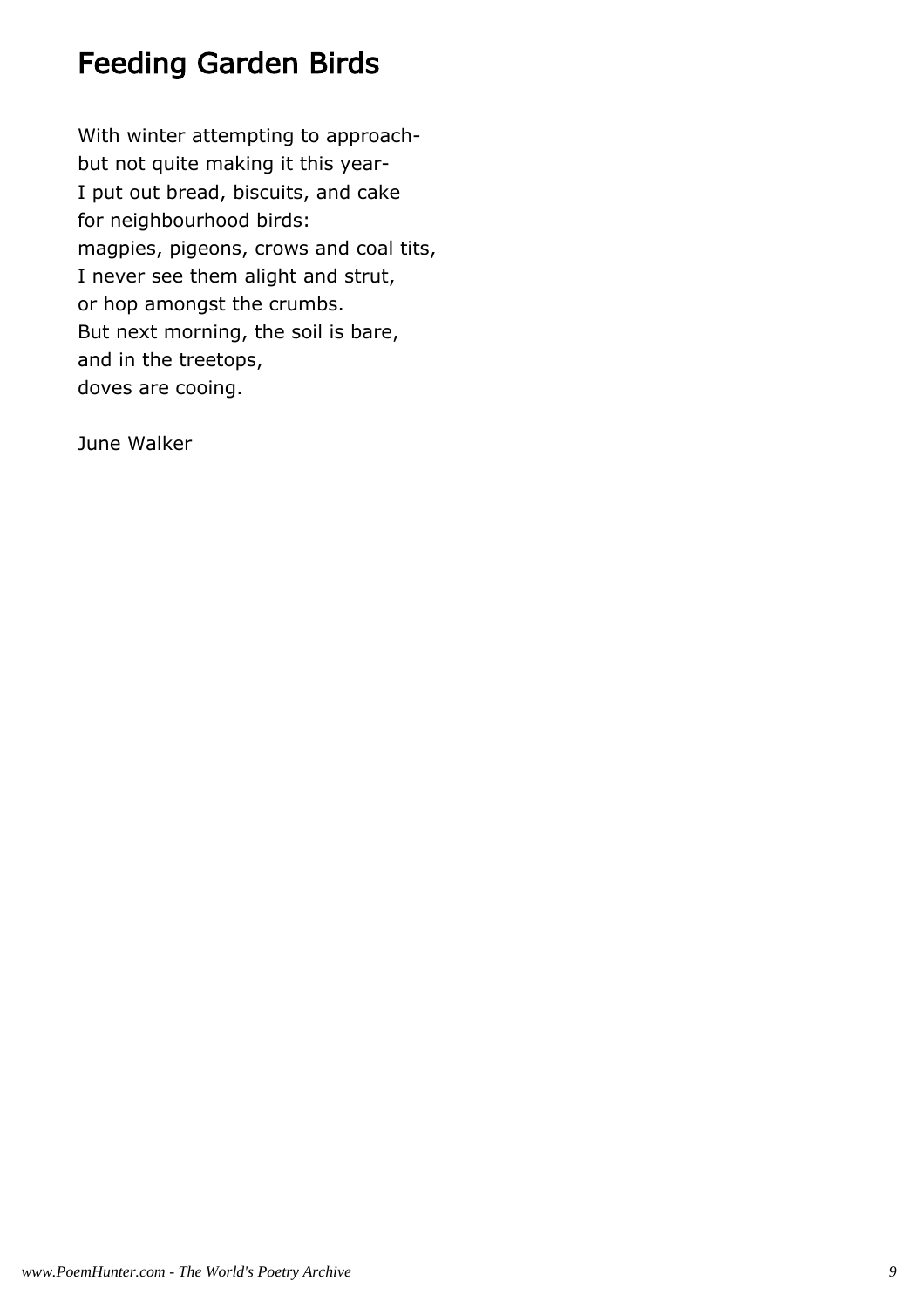## Feeding Garden Birds

With winter attempting to approach-  
but not quite making it this year-  
I put out bread, biscuits, and cake  
for neighbourhood birds:  
magpies, pigeons, crows and coal tits,  
I never see them alight and strut,  
or hop amongst the crumbs.  
But next morning, the soil is bare,  
and in the treetops,  
doves are cooing.

June Walker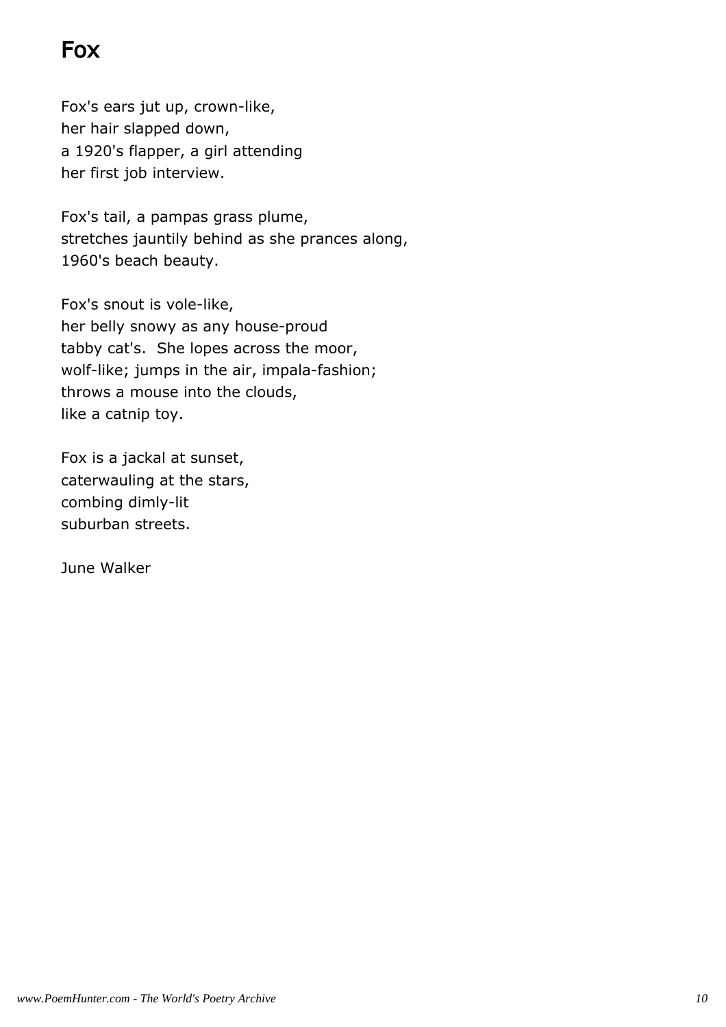# Fox

Fox's ears jut up, crown-like,
her hair slapped down,
a 1920's flapper, a girl attending
her first job interview.

Fox's tail, a pampas grass plume,
stretches jauntily behind as she prances along,
1960's beach beauty.

Fox's snout is vole-like,
her belly snowy as any house-proud
tabby cat's.  She lopes across the moor,
wolf-like; jumps in the air, impala-fashion;
throws a mouse into the clouds,
like a catnip toy.

Fox is a jackal at sunset,
caterwauling at the stars,
combing dimly-lit
suburban streets.

June Walker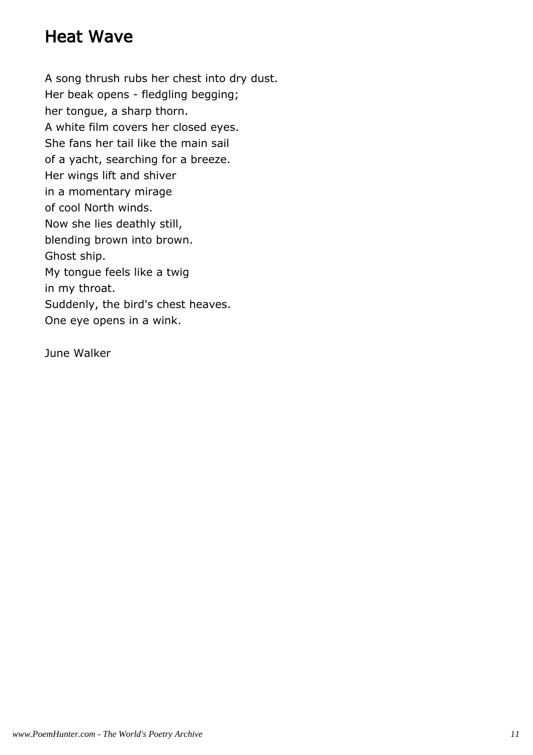## Heat Wave

A song thrush rubs her chest into dry dust.  
Her beak opens - fledgling begging;  
her tongue, a sharp thorn.  
A white film covers her closed eyes.  
She fans her tail like the main sail  
of a yacht, searching for a breeze.  
Her wings lift and shiver  
in a momentary mirage  
of cool North winds.  
Now she lies deathly still,  
blending brown into brown.  
Ghost ship.  
My tongue feels like a twig  
in my throat.  
Suddenly, the bird's chest heaves.  
One eye opens in a wink.

June Walker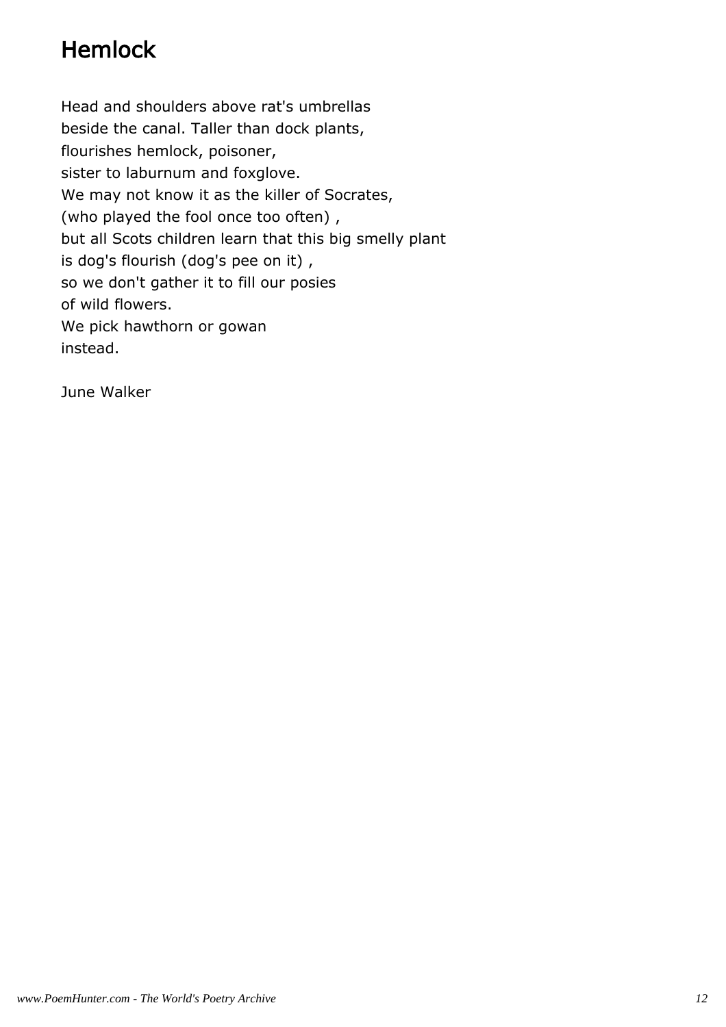# Hemlock

Head and shoulders above rat's umbrellas
beside the canal. Taller than dock plants,
flourishes hemlock, poisoner,
sister to laburnum and foxglove.
We may not know it as the killer of Socrates,
(who played the fool once too often) ,
but all Scots children learn that this big smelly plant
is dog's flourish (dog's pee on it) ,
so we don't gather it to fill our posies
of wild flowers.
We pick hawthorn or gowan
instead.

June Walker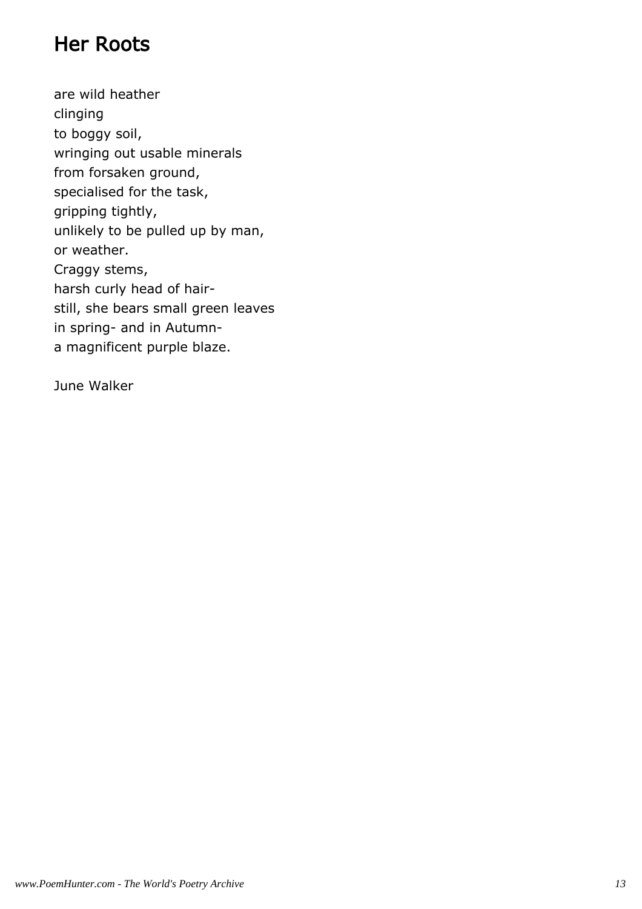## Her Roots

are wild heather
clinging
to boggy soil,
wringing out usable minerals
from forsaken ground,
specialised for the task,
gripping tightly,
unlikely to be pulled up by man,
or weather.
Craggy stems,
harsh curly head of hair-
still, she bears small green leaves
in spring- and in Autumn-
a magnificent purple blaze.

June Walker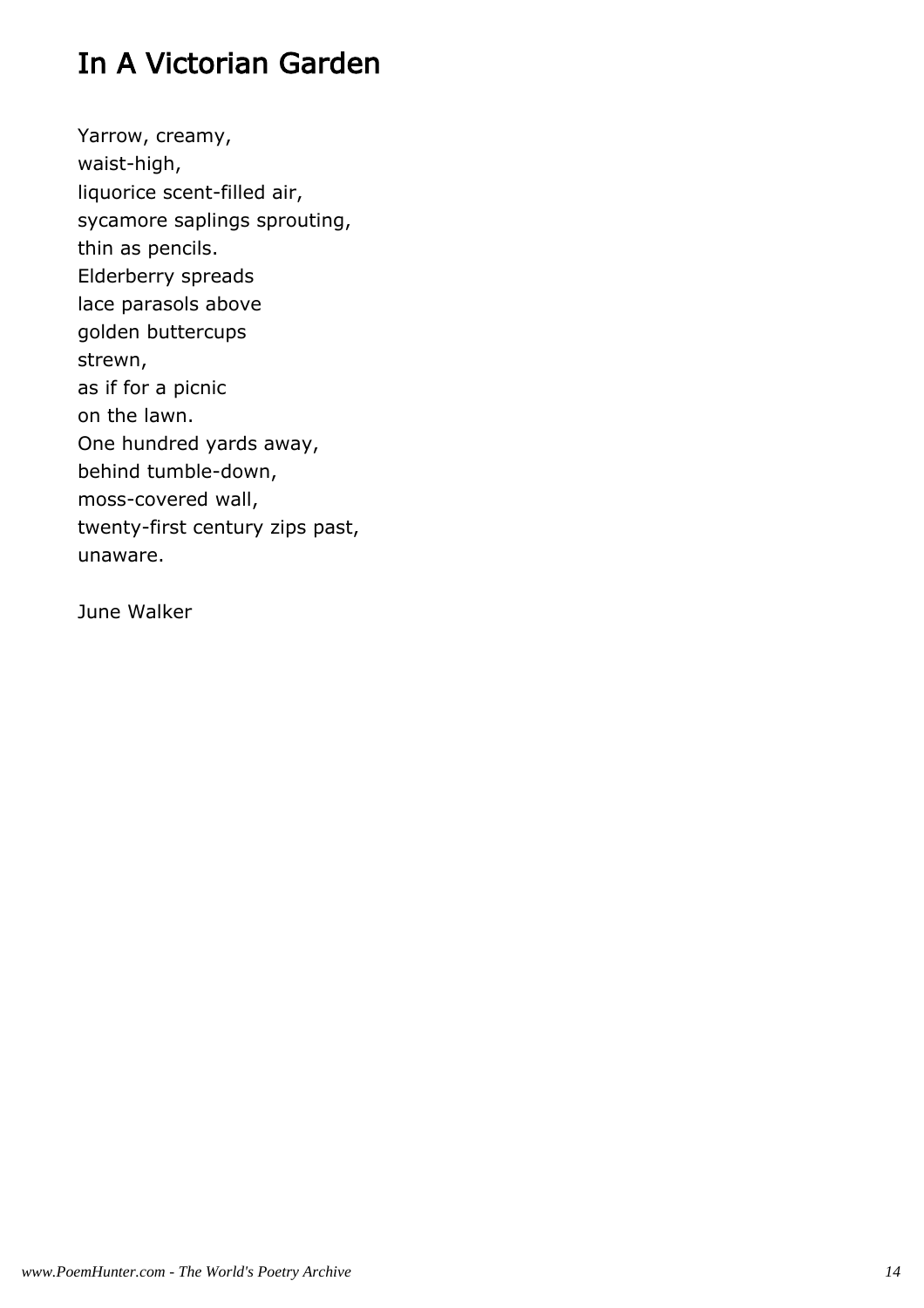# In A Victorian Garden

Yarrow, creamy,
waist-high,
liquorice scent-filled air,
sycamore saplings sprouting,
thin as pencils.
Elderberry spreads
lace parasols above
golden buttercups
strewn,
as if for a picnic
on the lawn.
One hundred yards away,
behind tumble-down,
moss-covered wall,
twenty-first century zips past,
unaware.

June Walker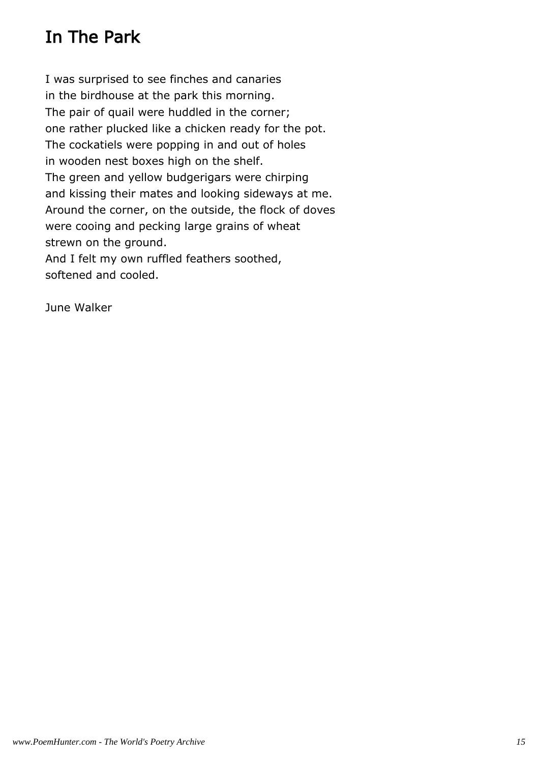# In The Park

I was surprised to see finches and canaries
in the birdhouse at the park this morning.
The pair of quail were huddled in the corner;
one rather plucked like a chicken ready for the pot.
The cockatiels were popping in and out of holes
in wooden nest boxes high on the shelf.
The green and yellow budgerigars were chirping
and kissing their mates and looking sideways at me.
Around the corner, on the outside, the flock of doves
were cooing and pecking large grains of wheat
strewn on the ground.
And I felt my own ruffled feathers soothed,
softened and cooled.

June Walker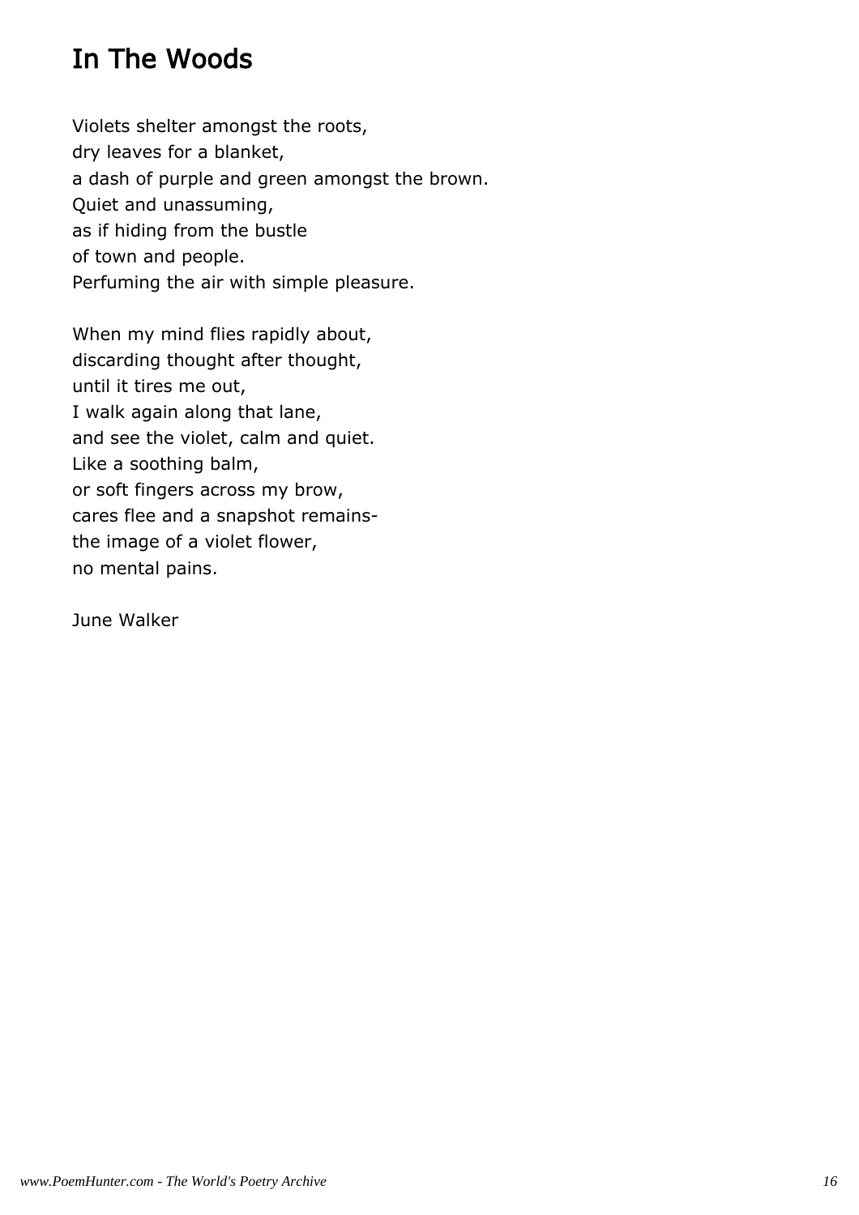# In The Woods

Violets shelter amongst the roots,  
dry leaves for a blanket,  
a dash of purple and green amongst the brown.  
Quiet and unassuming,  
as if hiding from the bustle  
of town and people.  
Perfuming the air with simple pleasure.

When my mind flies rapidly about,  
discarding thought after thought,  
until it tires me out,  
I walk again along that lane,  
and see the violet, calm and quiet.  
Like a soothing balm,  
or soft fingers across my brow,  
cares flee and a snapshot remains-  
the image of a violet flower,  
no mental pains.

June Walker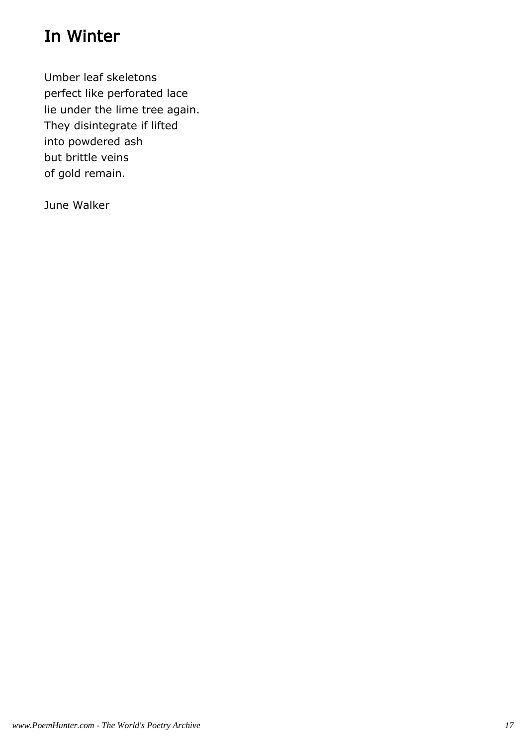# In Winter

Umber leaf skeletons  
perfect like perforated lace  
lie under the lime tree again.  
They disintegrate if lifted  
into powdered ash  
but brittle veins  
of gold remain.

June Walker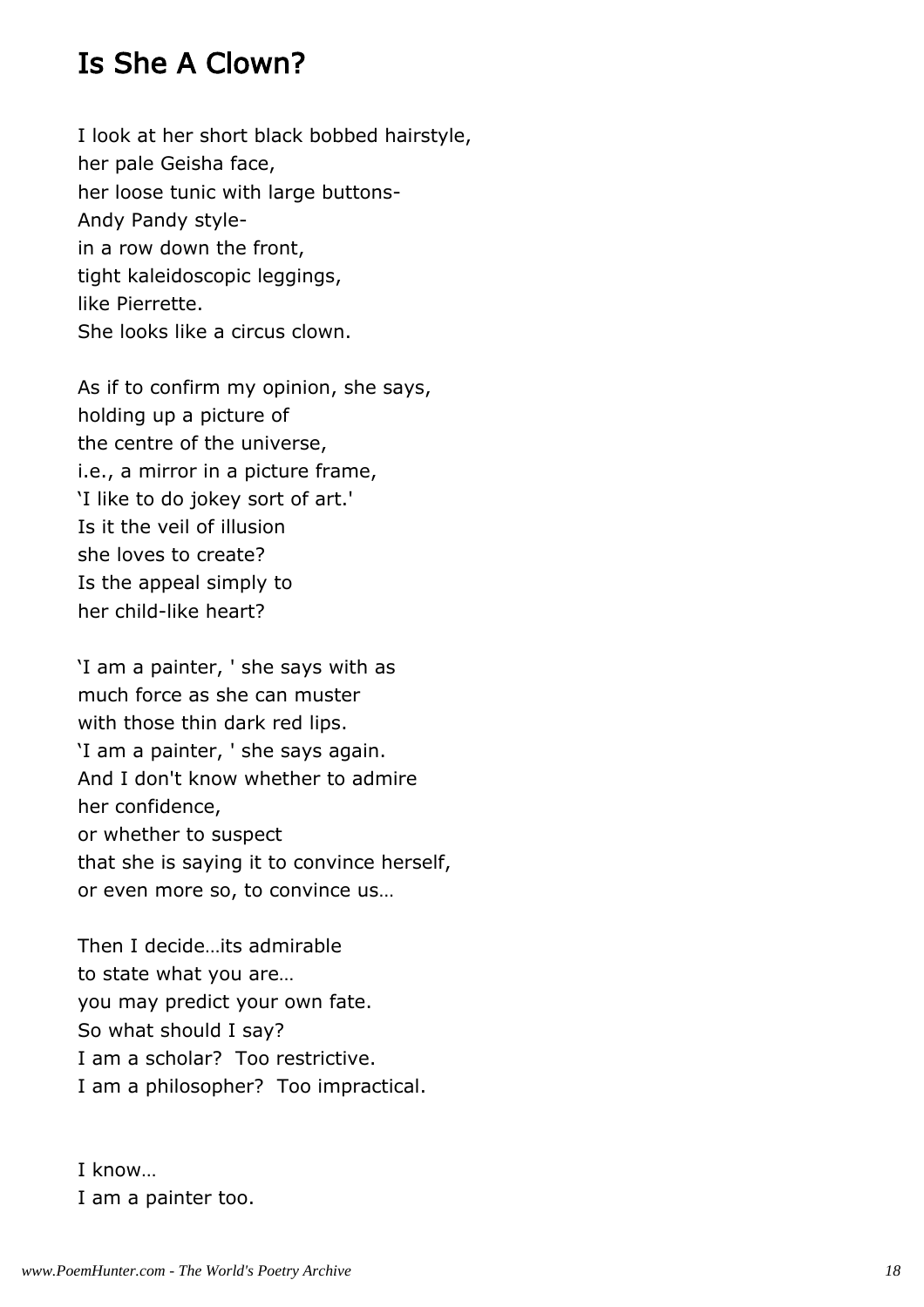## Is She A Clown?

I look at her short black bobbed hairstyle,
her pale Geisha face,
her loose tunic with large buttons-
Andy Pandy style-
in a row down the front,
tight kaleidoscopic leggings,
like Pierrette.
She looks like a circus clown.

As if to confirm my opinion, she says,
holding up a picture of
the centre of the universe,
i.e., a mirror in a picture frame,
'I like to do jokey sort of art.'
Is it the veil of illusion
she loves to create?
Is the appeal simply to
her child-like heart?

'I am a painter, ' she says with as
much force as she can muster
with those thin dark red lips.
'I am a painter, ' she says again.
And I don't know whether to admire
her confidence,
or whether to suspect
that she is saying it to convince herself,
or even more so, to convince us…

Then I decide…its admirable
to state what you are…
you may predict your own fate.
So what should I say?
I am a scholar?  Too restrictive.
I am a philosopher?  Too impractical.

I know…
I am a painter too.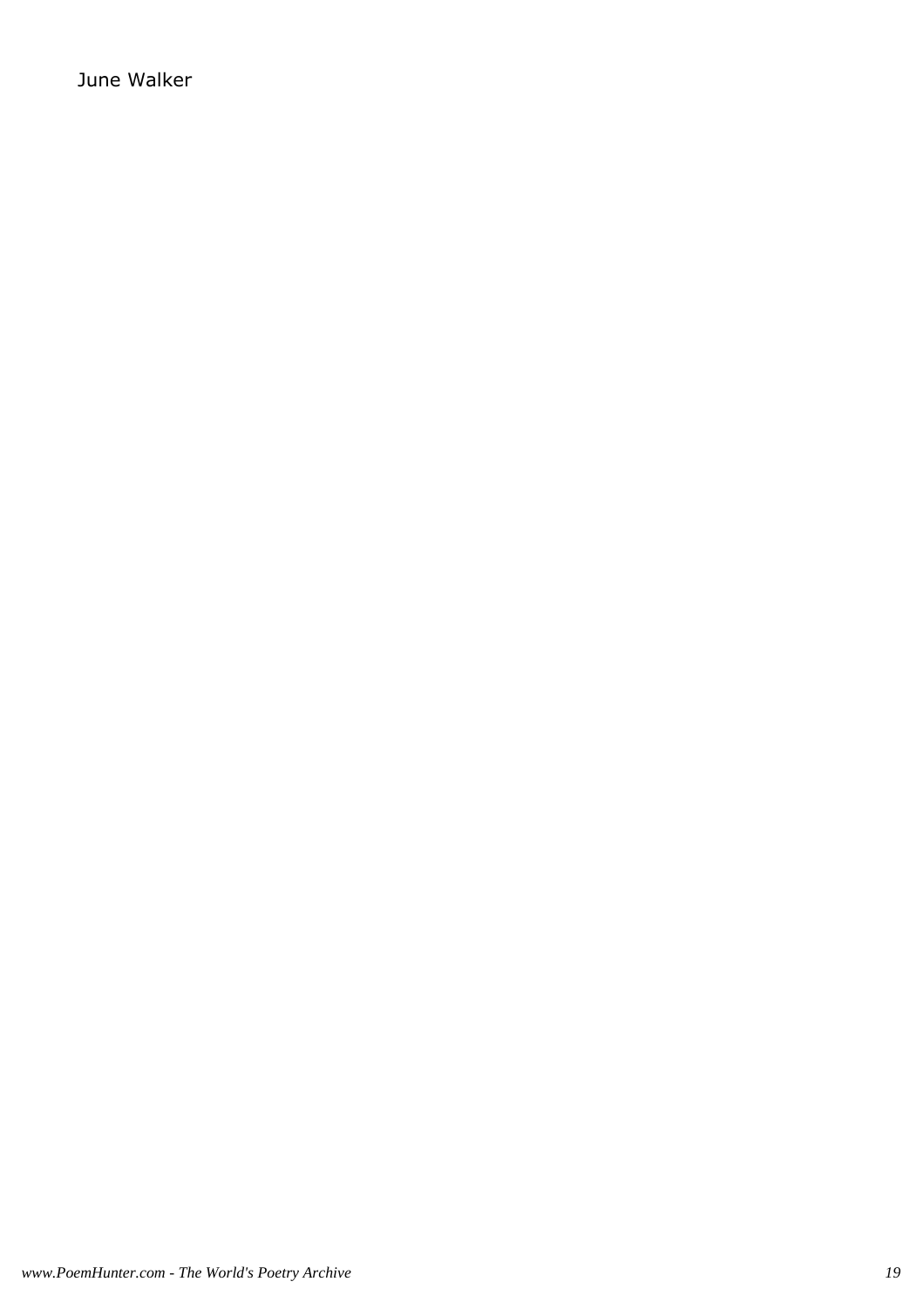June Walker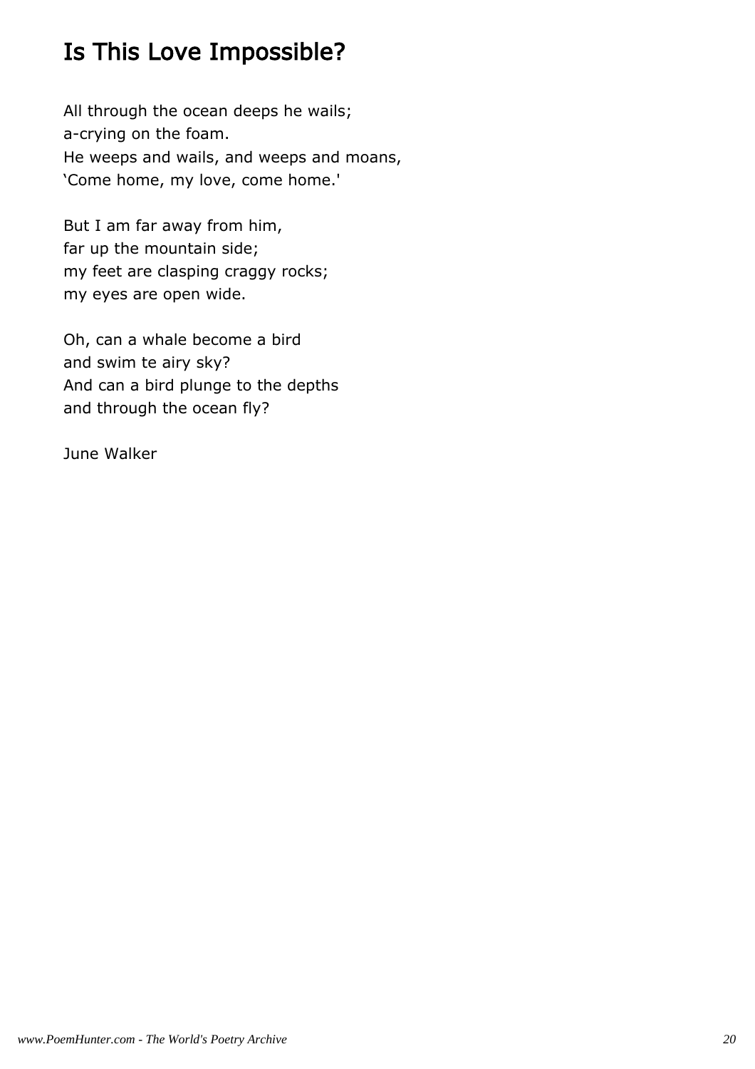# Is This Love Impossible?

All through the ocean deeps he wails;
a-crying on the foam.
He weeps and wails, and weeps and moans,
'Come home, my love, come home.'

But I am far away from him,
far up the mountain side;
my feet are clasping craggy rocks;
my eyes are open wide.

Oh, can a whale become a bird
and swim te airy sky?
And can a bird plunge to the depths
and through the ocean fly?

June Walker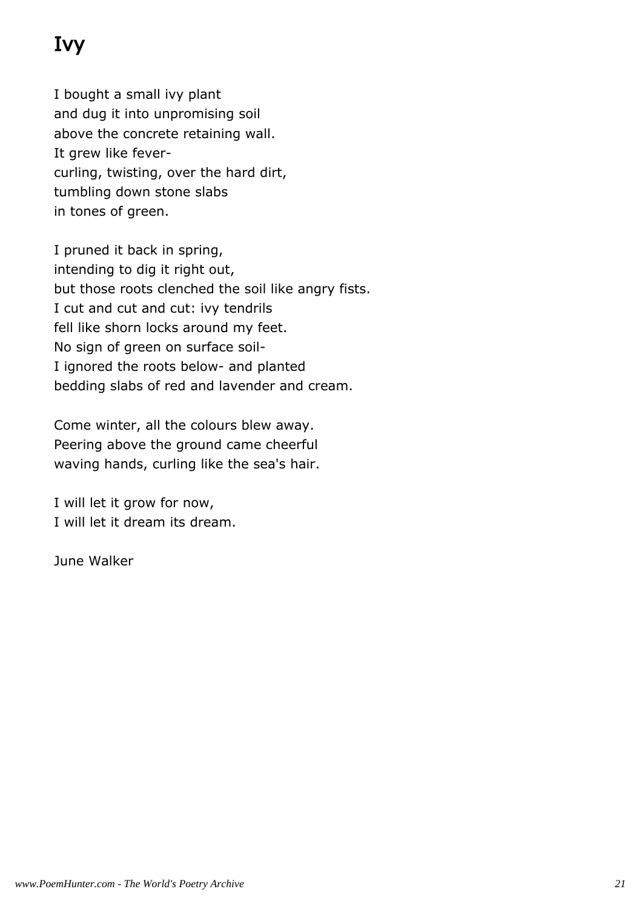# Ivy

I bought a small ivy plant  
and dug it into unpromising soil  
above the concrete retaining wall.  
It grew like fever-  
curling, twisting, over the hard dirt,  
tumbling down stone slabs  
in tones of green.

I pruned it back in spring,  
intending to dig it right out,  
but those roots clenched the soil like angry fists.  
I cut and cut and cut: ivy tendrils  
fell like shorn locks around my feet.  
No sign of green on surface soil-  
I ignored the roots below- and planted  
bedding slabs of red and lavender and cream.

Come winter, all the colours blew away.  
Peering above the ground came cheerful  
waving hands, curling like the sea's hair.

I will let it grow for now,  
I will let it dream its dream.

June Walker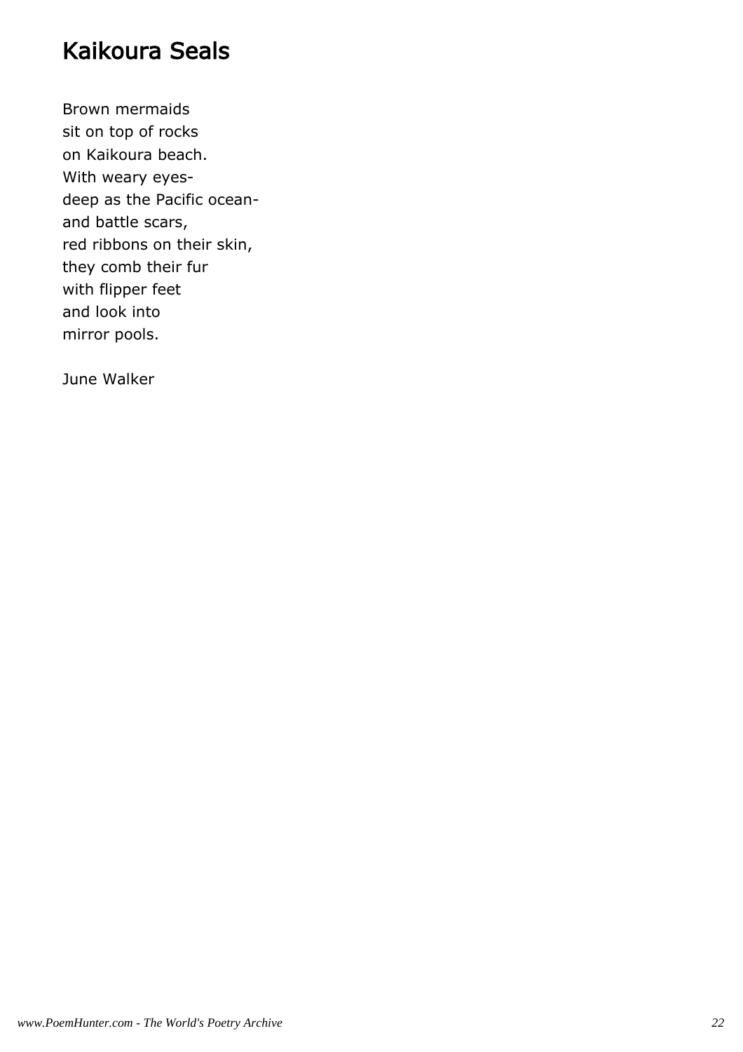# Kaikoura Seals

Brown mermaids  
sit on top of rocks  
on Kaikoura beach.  
With weary eyes-  
deep as the Pacific ocean-  
and battle scars,  
red ribbons on their skin,  
they comb their fur  
with flipper feet  
and look into  
mirror pools.

June Walker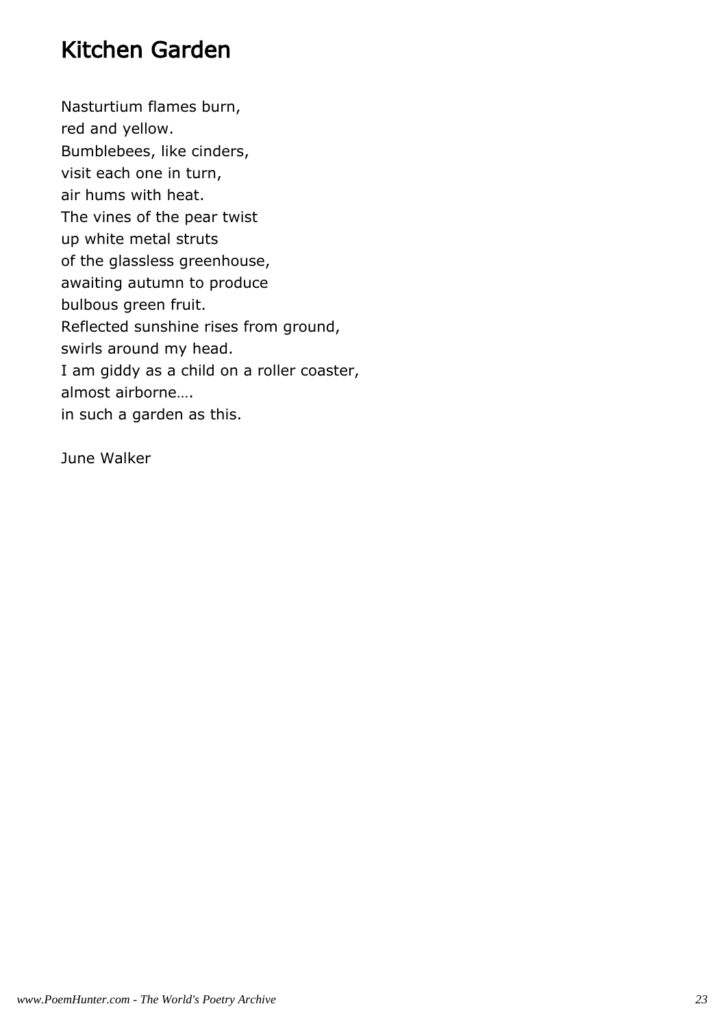# Kitchen Garden

Nasturtium flames burn,
red and yellow.
Bumblebees, like cinders,
visit each one in turn,
air hums with heat.
The vines of the pear twist
up white metal struts
of the glassless greenhouse,
awaiting autumn to produce
bulbous green fruit.
Reflected sunshine rises from ground,
swirls around my head.
I am giddy as a child on a roller coaster,
almost airborne….
in such a garden as this.

June Walker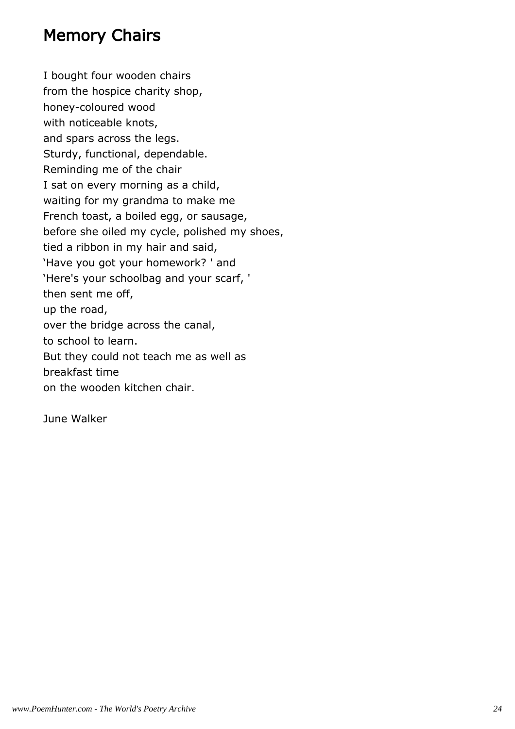# Memory Chairs

I bought four wooden chairs  
from the hospice charity shop,  
honey-coloured wood  
with noticeable knots,  
and spars across the legs.  
Sturdy, functional, dependable.  
Reminding me of the chair  
I sat on every morning as a child,  
waiting for my grandma to make me  
French toast, a boiled egg, or sausage,  
before she oiled my cycle, polished my shoes,  
tied a ribbon in my hair and said,  
'Have you got your homework? ' and  
'Here's your schoolbag and your scarf, '  
then sent me off,  
up the road,  
over the bridge across the canal,  
to school to learn.  
But they could not teach me as well as  
breakfast time  
on the wooden kitchen chair.

June Walker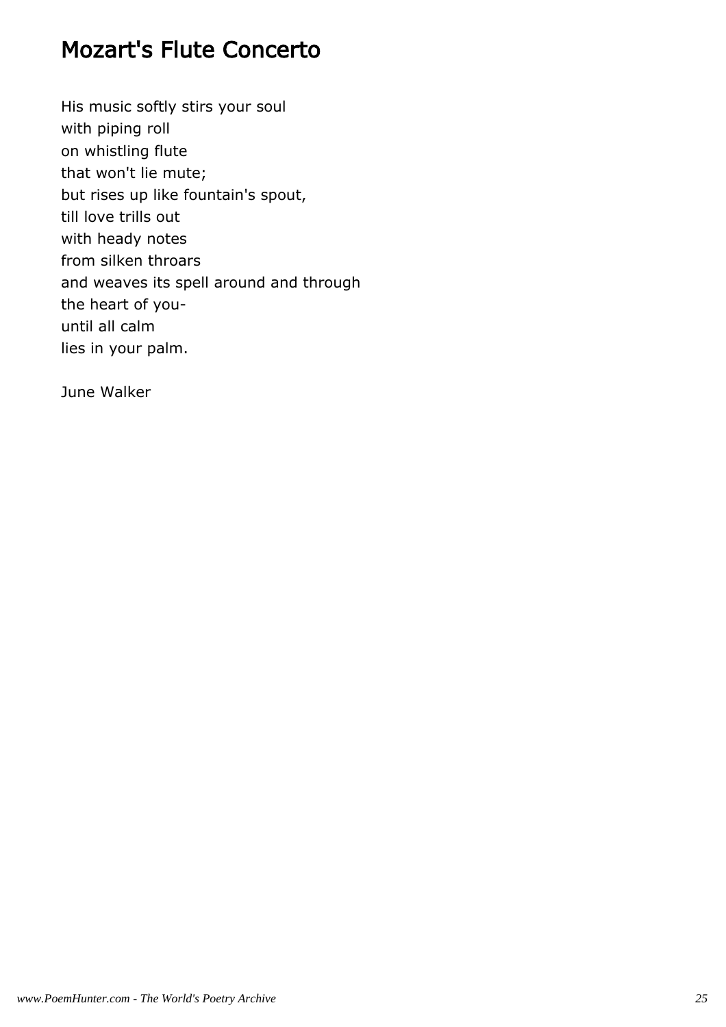# Mozart's Flute Concerto

His music softly stirs your soul
with piping roll
on whistling flute
that won't lie mute;
but rises up like fountain's spout,
till love trills out
with heady notes
from silken throars
and weaves its spell around and through
the heart of you-
until all calm
lies in your palm.

June Walker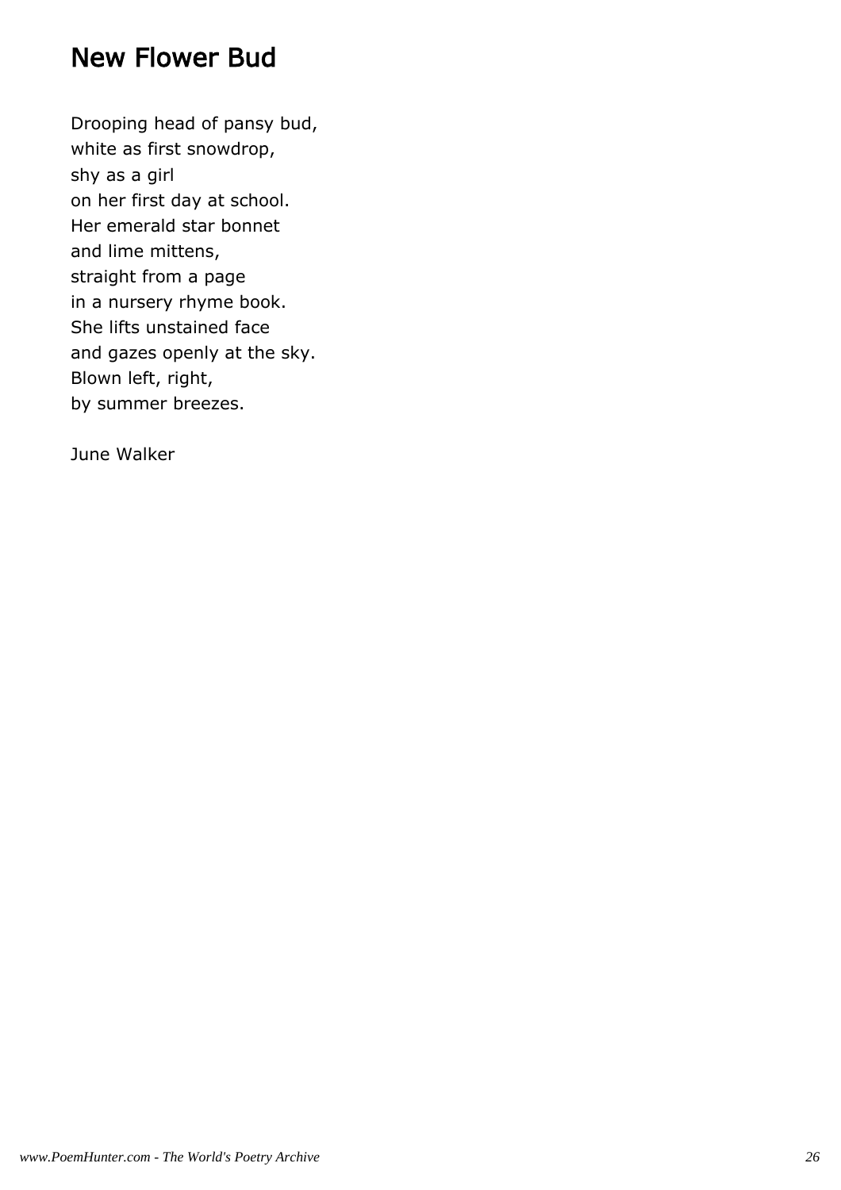## New Flower Bud

Drooping head of pansy bud,  
white as first snowdrop,  
shy as a girl  
on her first day at school.  
Her emerald star bonnet  
and lime mittens,  
straight from a page  
in a nursery rhyme book.  
She lifts unstained face  
and gazes openly at the sky.  
Blown left, right,  
by summer breezes.

June Walker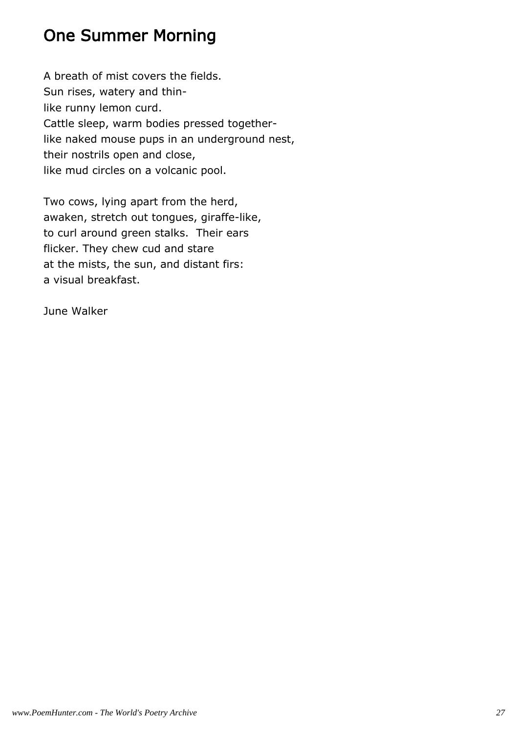# One Summer Morning

A breath of mist covers the fields.  
Sun rises, watery and thin-  
like runny lemon curd.  
Cattle sleep, warm bodies pressed together-  
like naked mouse pups in an underground nest,  
their nostrils open and close,  
like mud circles on a volcanic pool.

Two cows, lying apart from the herd,  
awaken, stretch out tongues, giraffe-like,  
to curl around green stalks.  Their ears  
flicker. They chew cud and stare  
at the mists, the sun, and distant firs:  
a visual breakfast.

June Walker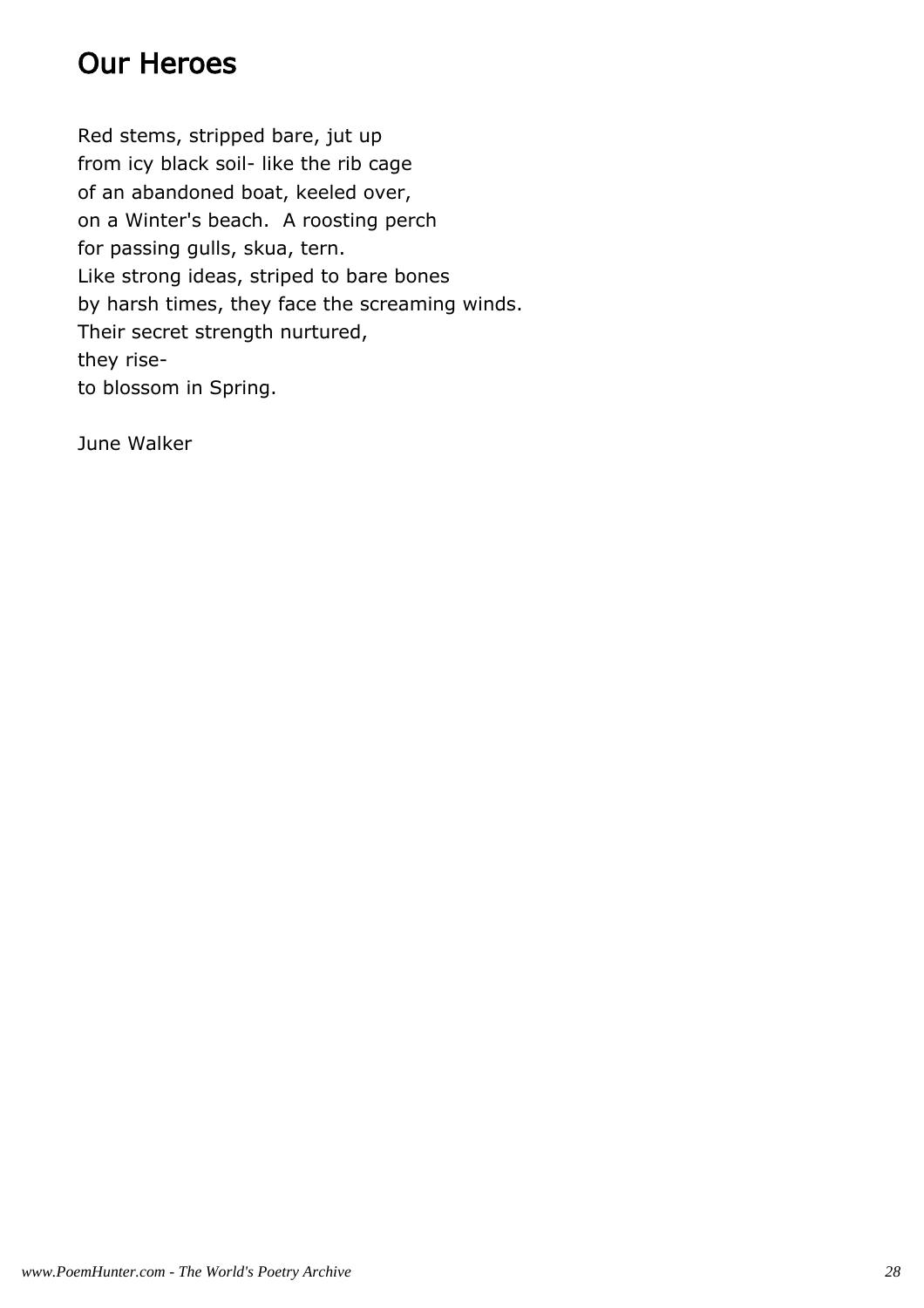## Our Heroes

Red stems, stripped bare, jut up  
from icy black soil- like the rib cage  
of an abandoned boat, keeled over,  
on a Winter's beach.  A roosting perch  
for passing gulls, skua, tern.  
Like strong ideas, striped to bare bones  
by harsh times, they face the screaming winds.  
Their secret strength nurtured,  
they rise-  
to blossom in Spring.

June Walker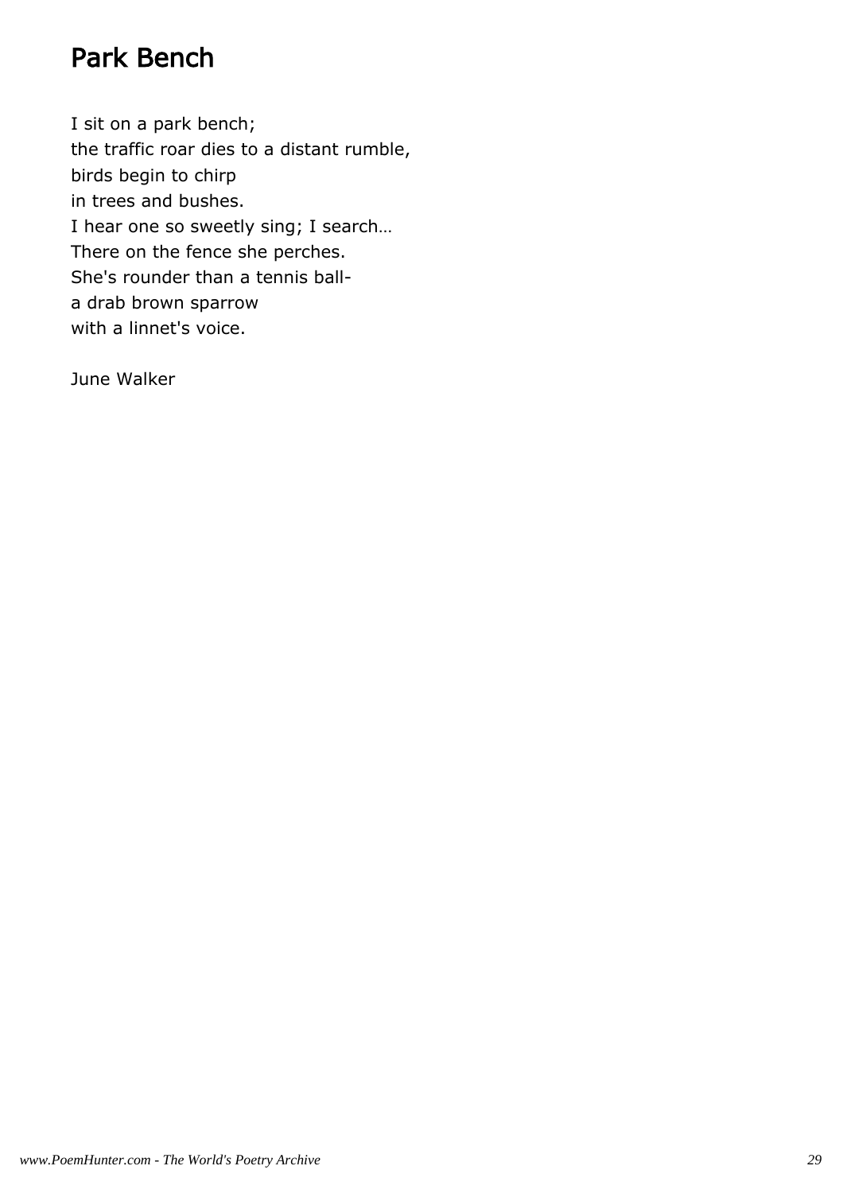# Park Bench

I sit on a park bench;  
the traffic roar dies to a distant rumble,  
birds begin to chirp  
in trees and bushes.  
I hear one so sweetly sing; I search…  
There on the fence she perches.  
She's rounder than a tennis ball-  
a drab brown sparrow  
with a linnet's voice.

June Walker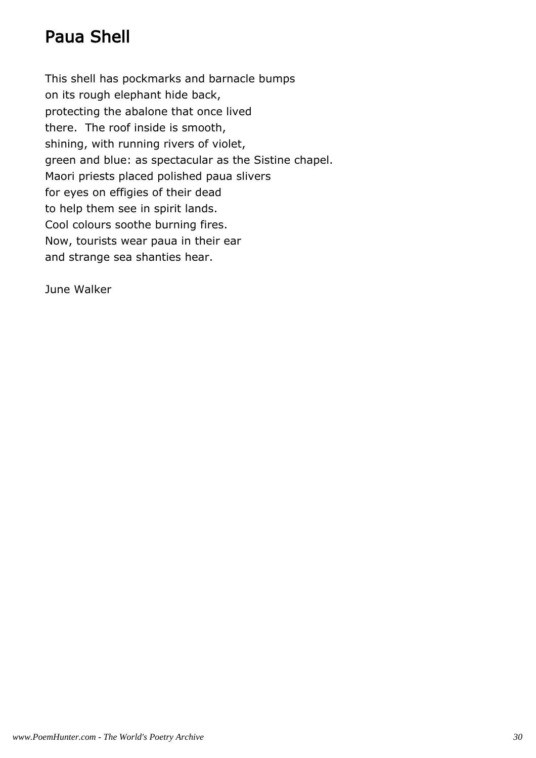# Paua Shell

This shell has pockmarks and barnacle bumps
on its rough elephant hide back,
protecting the abalone that once lived
there.  The roof inside is smooth,
shining, with running rivers of violet,
green and blue: as spectacular as the Sistine chapel.
Maori priests placed polished paua slivers
for eyes on effigies of their dead
to help them see in spirit lands.
Cool colours soothe burning fires.
Now, tourists wear paua in their ear
and strange sea shanties hear.

June Walker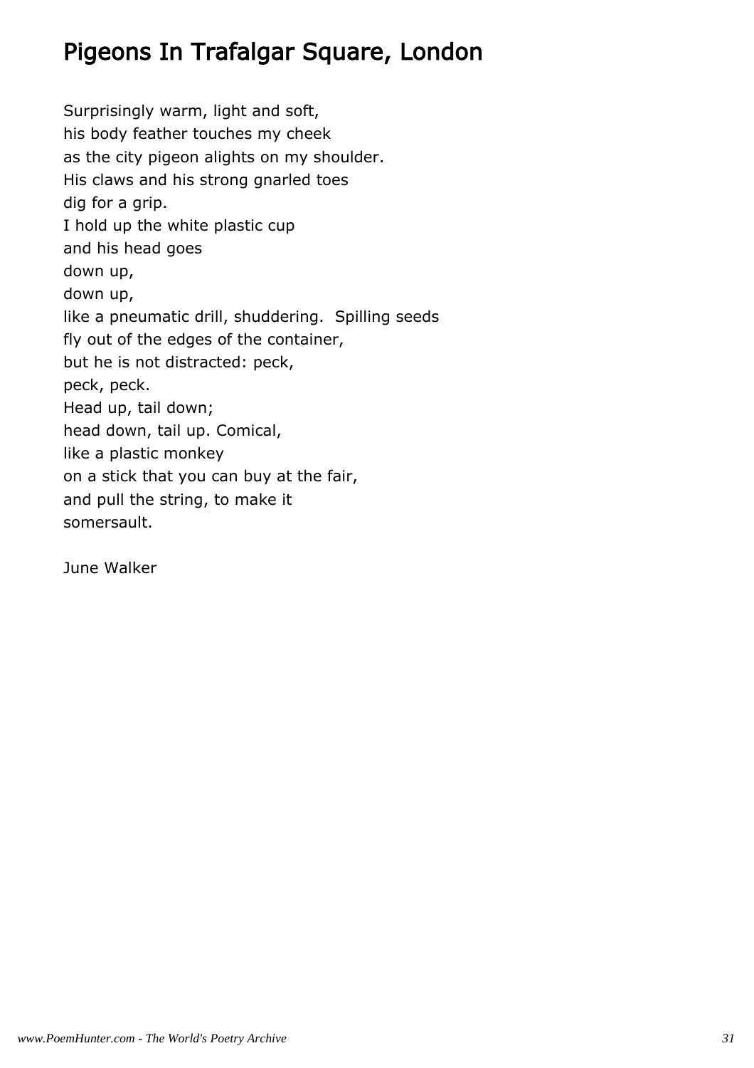# Pigeons In Trafalgar Square, London

Surprisingly warm, light and soft,  
his body feather touches my cheek  
as the city pigeon alights on my shoulder.  
His claws and his strong gnarled toes  
dig for a grip.  
I hold up the white plastic cup  
and his head goes  
down up,  
down up,  
like a pneumatic drill, shuddering.  Spilling seeds  
fly out of the edges of the container,  
but he is not distracted: peck,  
peck, peck.  
Head up, tail down;  
head down, tail up. Comical,  
like a plastic monkey  
on a stick that you can buy at the fair,  
and pull the string, to make it  
somersault.

June Walker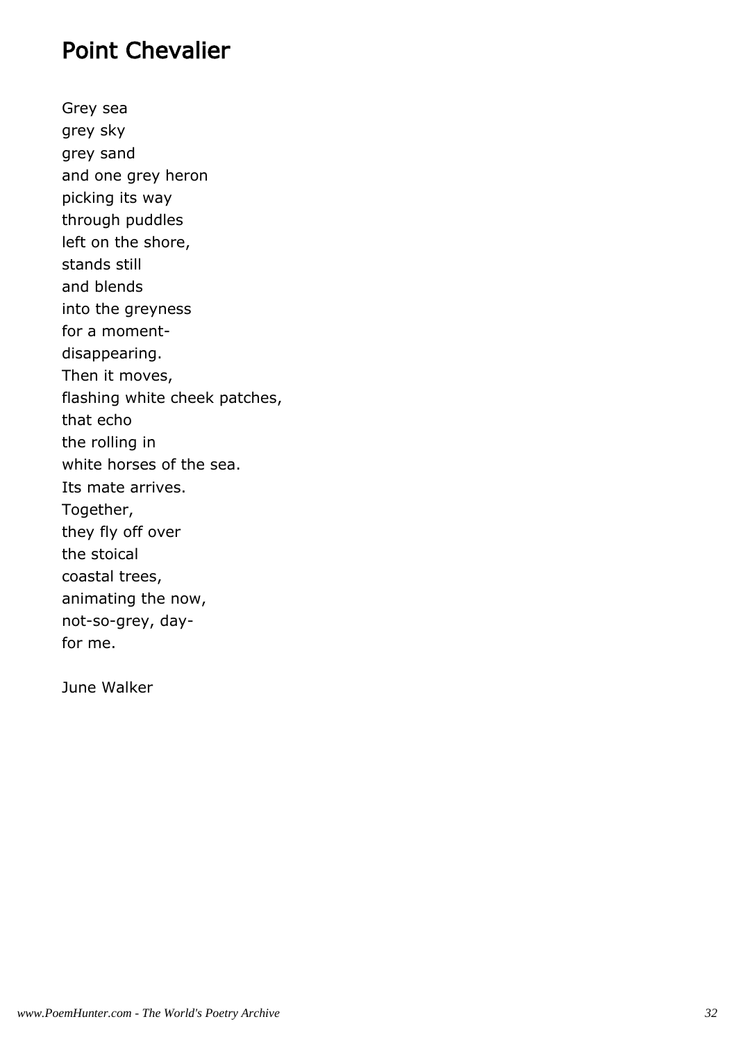## Point Chevalier

Grey sea  
grey sky  
grey sand  
and one grey heron  
picking its way  
through puddles  
left on the shore,  
stands still  
and blends  
into the greyness  
for a moment-  
disappearing.  
Then it moves,  
flashing white cheek patches,  
that echo  
the rolling in  
white horses of the sea.  
Its mate arrives.  
Together,  
they fly off over  
the stoical  
coastal trees,  
animating the now,  
not-so-grey, day-  
for me.

June Walker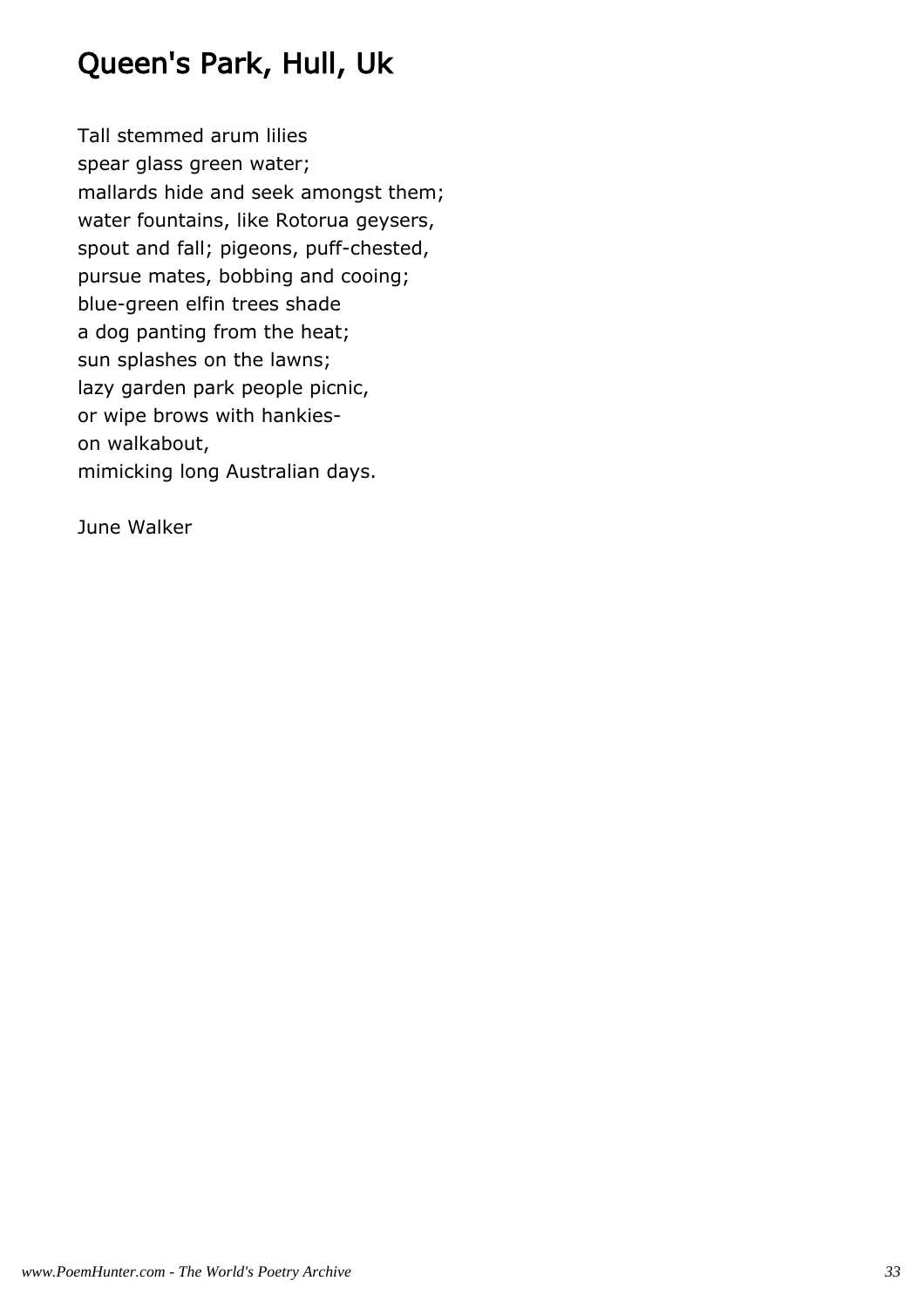# Queen's Park, Hull, Uk

Tall stemmed arum lilies  
spear glass green water;  
mallards hide and seek amongst them;  
water fountains, like Rotorua geysers,  
spout and fall; pigeons, puff-chested,  
pursue mates, bobbing and cooing;  
blue-green elfin trees shade  
a dog panting from the heat;  
sun splashes on the lawns;  
lazy garden park people picnic,  
or wipe brows with hankies-  
on walkabout,  
mimicking long Australian days.

June Walker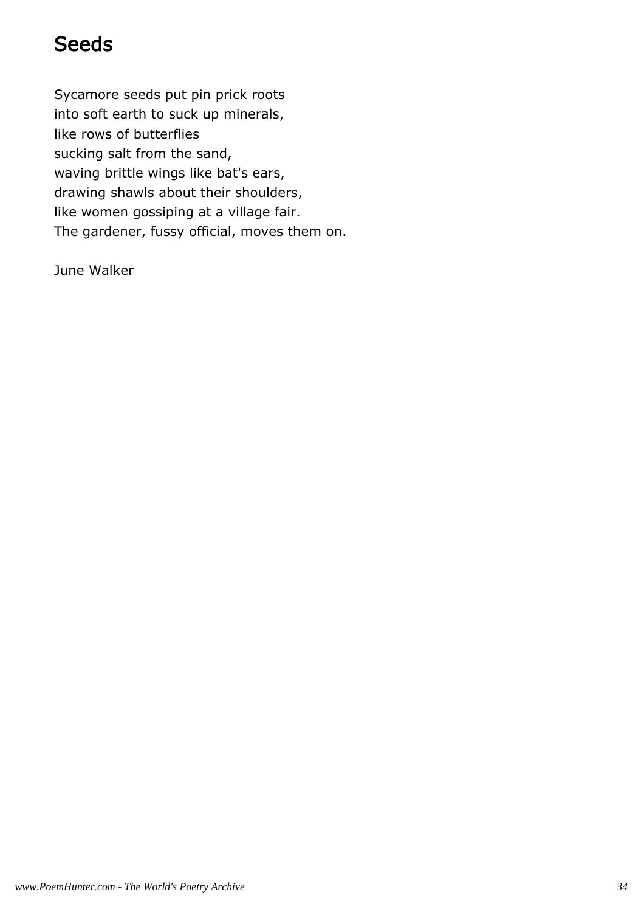# Seeds

Sycamore seeds put pin prick roots  
into soft earth to suck up minerals,  
like rows of butterflies  
sucking salt from the sand,  
waving brittle wings like bat's ears,  
drawing shawls about their shoulders,  
like women gossiping at a village fair.  
The gardener, fussy official, moves them on.

June Walker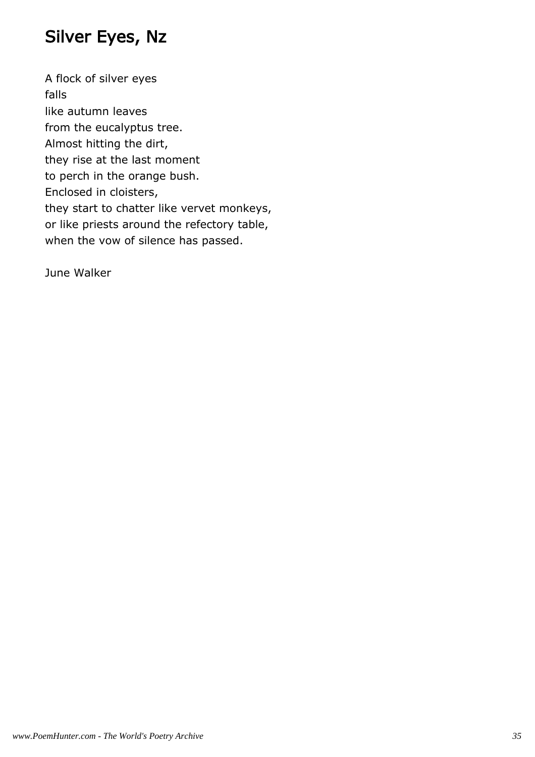# Silver Eyes, Nz

A flock of silver eyes  
falls  
like autumn leaves  
from the eucalyptus tree.  
Almost hitting the dirt,  
they rise at the last moment  
to perch in the orange bush.  
Enclosed in cloisters,  
they start to chatter like vervet monkeys,  
or like priests around the refectory table,  
when the vow of silence has passed.

June Walker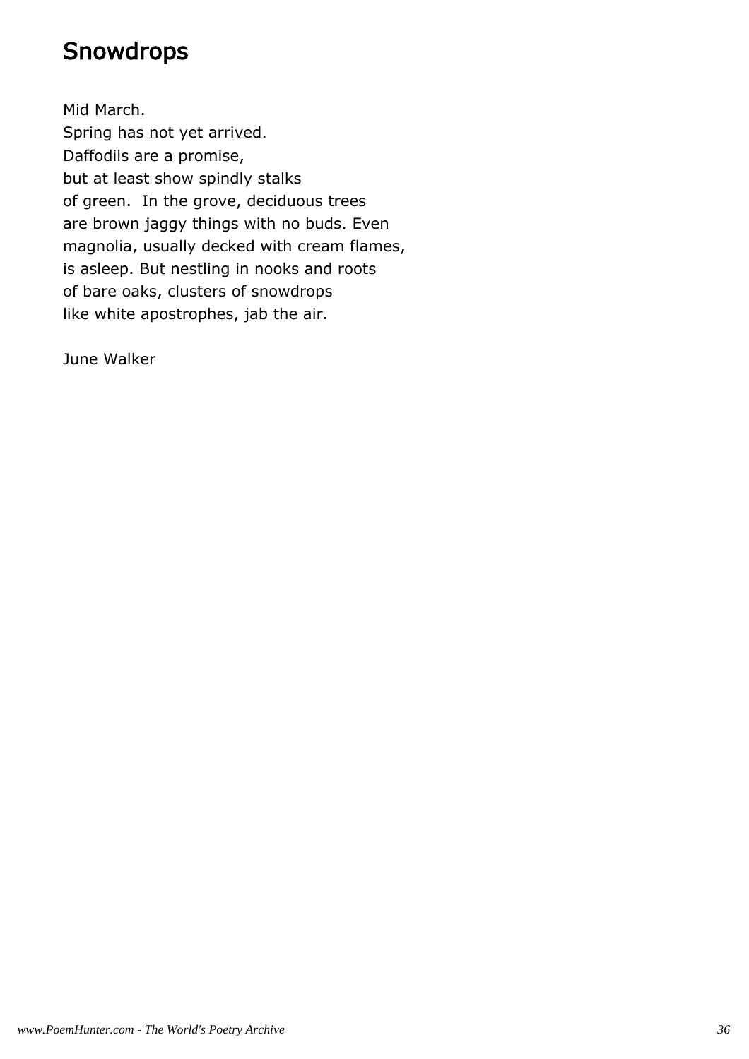# Snowdrops

Mid March.
Spring has not yet arrived.
Daffodils are a promise,
but at least show spindly stalks
of green.  In the grove, deciduous trees
are brown jaggy things with no buds. Even
magnolia, usually decked with cream flames,
is asleep. But nestling in nooks and roots
of bare oaks, clusters of snowdrops
like white apostrophes, jab the air.

June Walker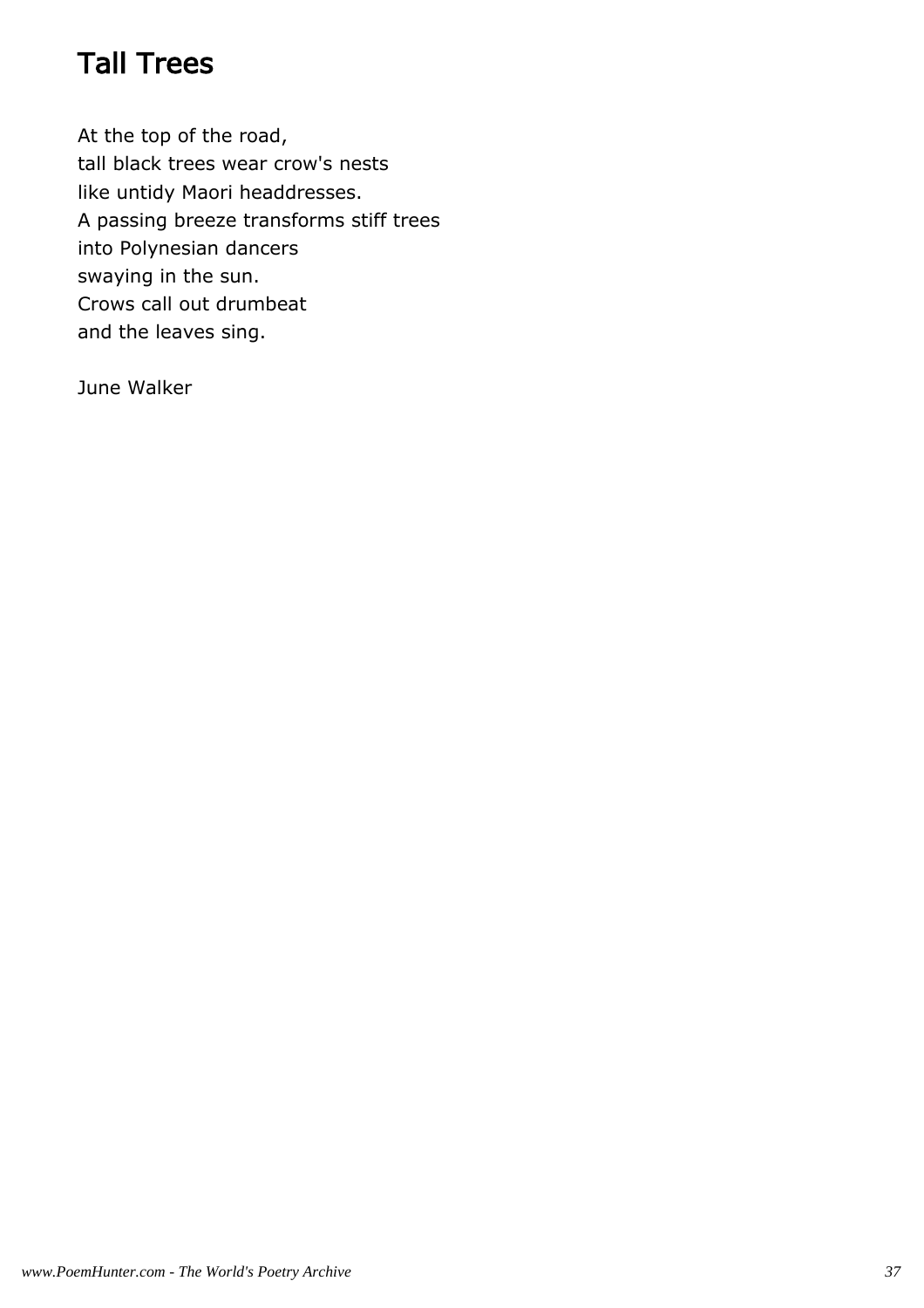# Tall Trees

At the top of the road,  
tall black trees wear crow's nests  
like untidy Maori headdresses.  
A passing breeze transforms stiff trees  
into Polynesian dancers  
swaying in the sun.  
Crows call out drumbeat  
and the leaves sing.

June Walker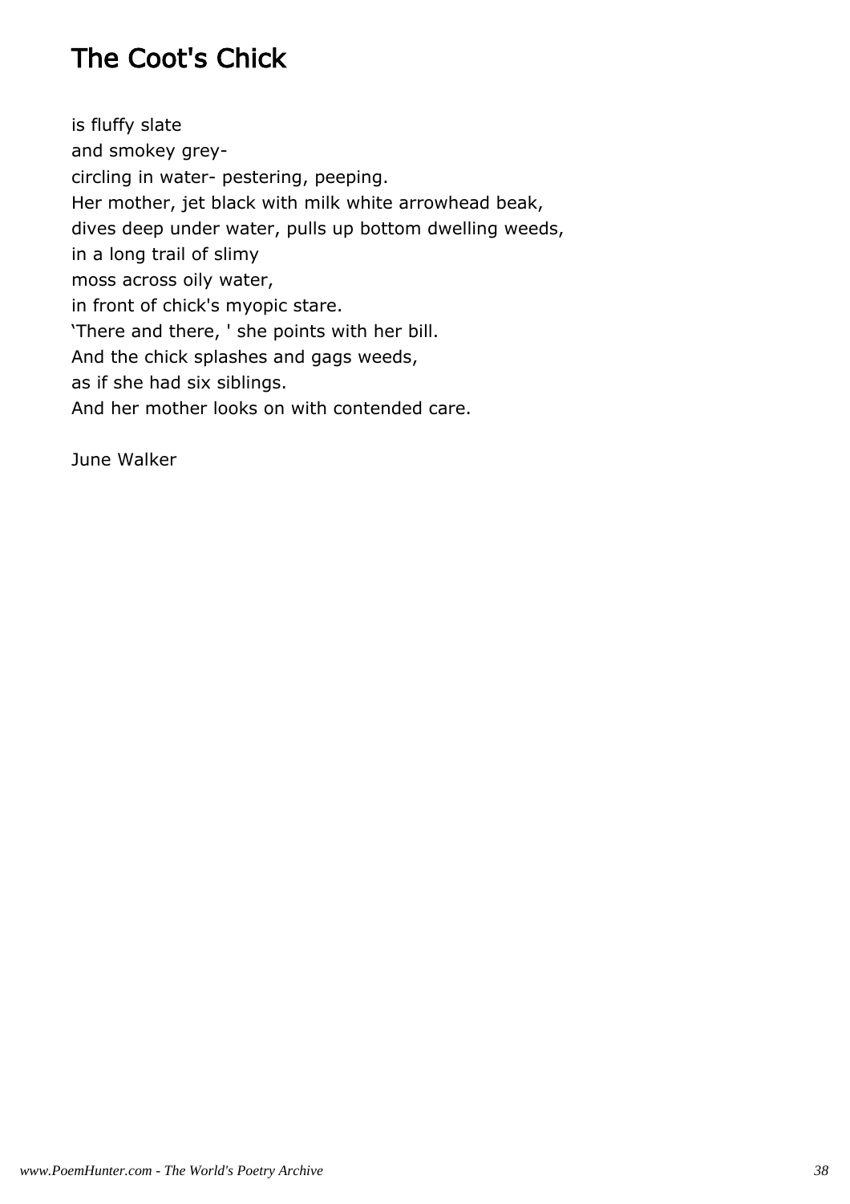# The Coot's Chick

is fluffy slate
and smokey grey-
circling in water- pestering, peeping.
Her mother, jet black with milk white arrowhead beak,
dives deep under water, pulls up bottom dwelling weeds,
in a long trail of slimy
moss across oily water,
in front of chick's myopic stare.
'There and there, ' she points with her bill.
And the chick splashes and gags weeds,
as if she had six siblings.
And her mother looks on with contended care.

June Walker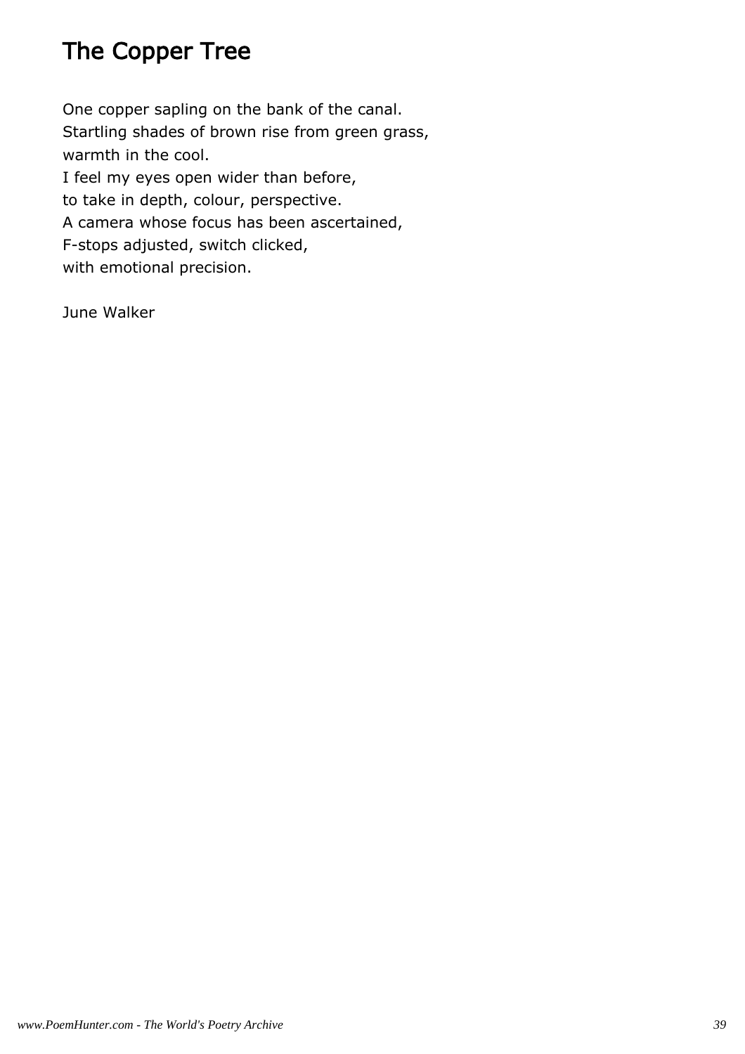# The Copper Tree

One copper sapling on the bank of the canal.  
Startling shades of brown rise from green grass,  
warmth in the cool.  
I feel my eyes open wider than before,  
to take in depth, colour, perspective.  
A camera whose focus has been ascertained,  
F-stops adjusted, switch clicked,  
with emotional precision.

June Walker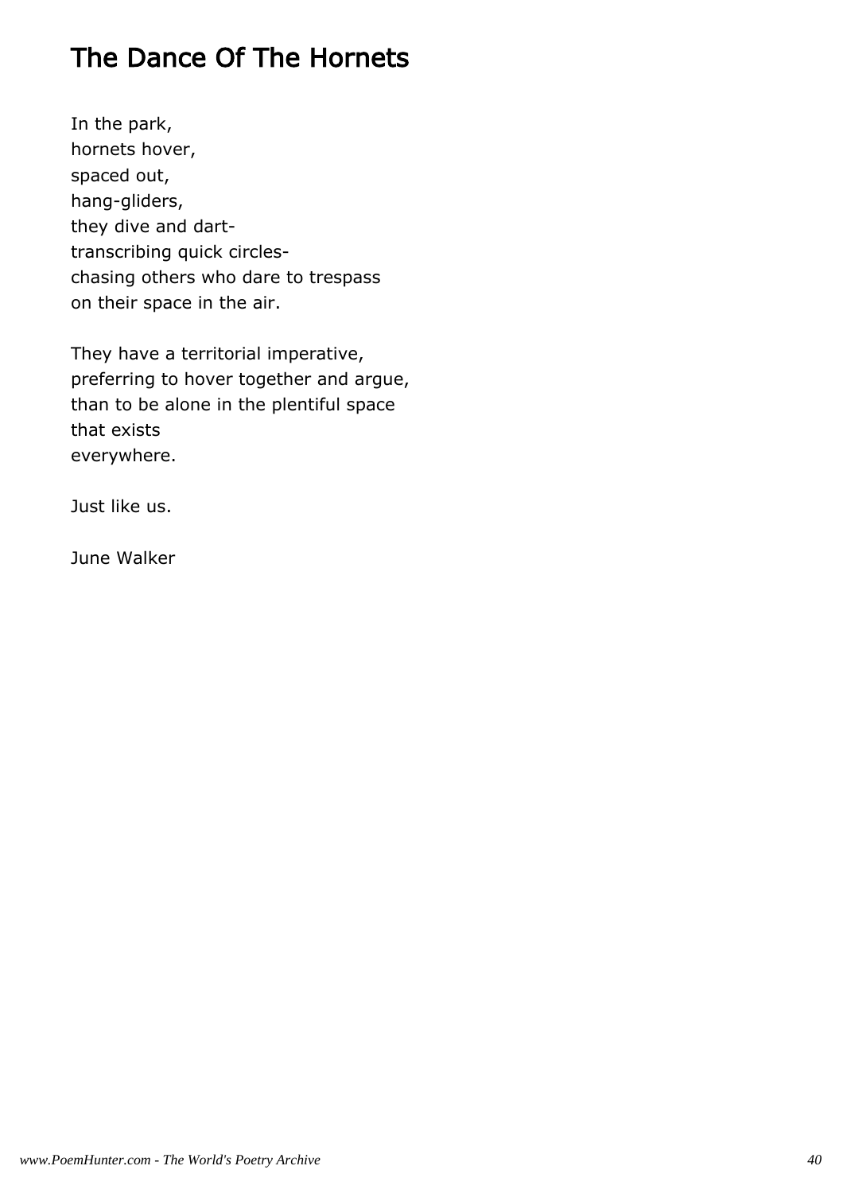# The Dance Of The Hornets

In the park,  
hornets hover,  
spaced out,  
hang-gliders,  
they dive and dart-  
transcribing quick circles-  
chasing others who dare to trespass  
on their space in the air.

They have a territorial imperative,  
preferring to hover together and argue,  
than to be alone in the plentiful space  
that exists  
everywhere.

Just like us.

June Walker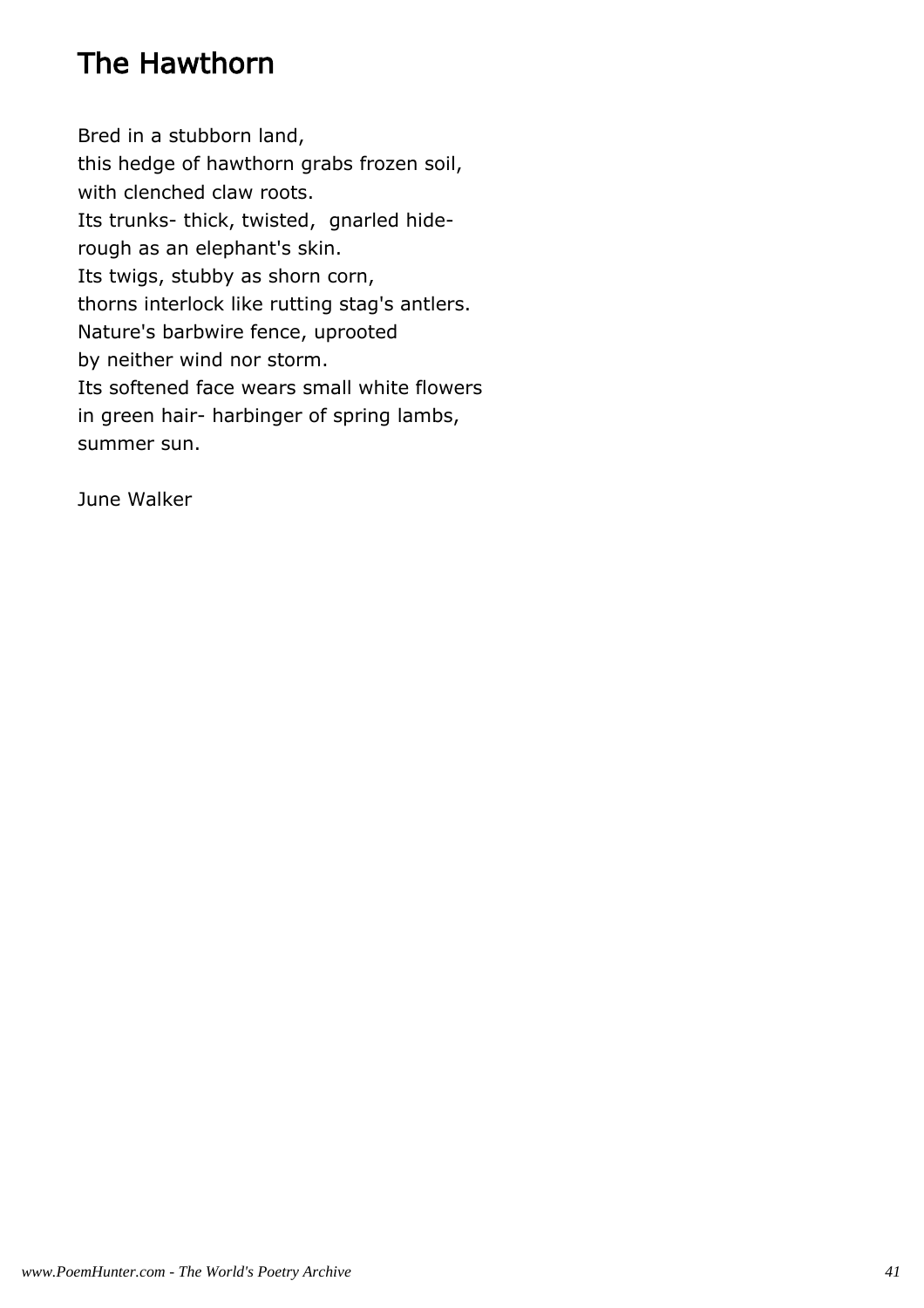# The Hawthorn

Bred in a stubborn land,  
this hedge of hawthorn grabs frozen soil,  
with clenched claw roots.  
Its trunks- thick, twisted,  gnarled hide-  
rough as an elephant's skin.  
Its twigs, stubby as shorn corn,  
thorns interlock like rutting stag's antlers.  
Nature's barbwire fence, uprooted  
by neither wind nor storm.  
Its softened face wears small white flowers  
in green hair- harbinger of spring lambs,  
summer sun.

June Walker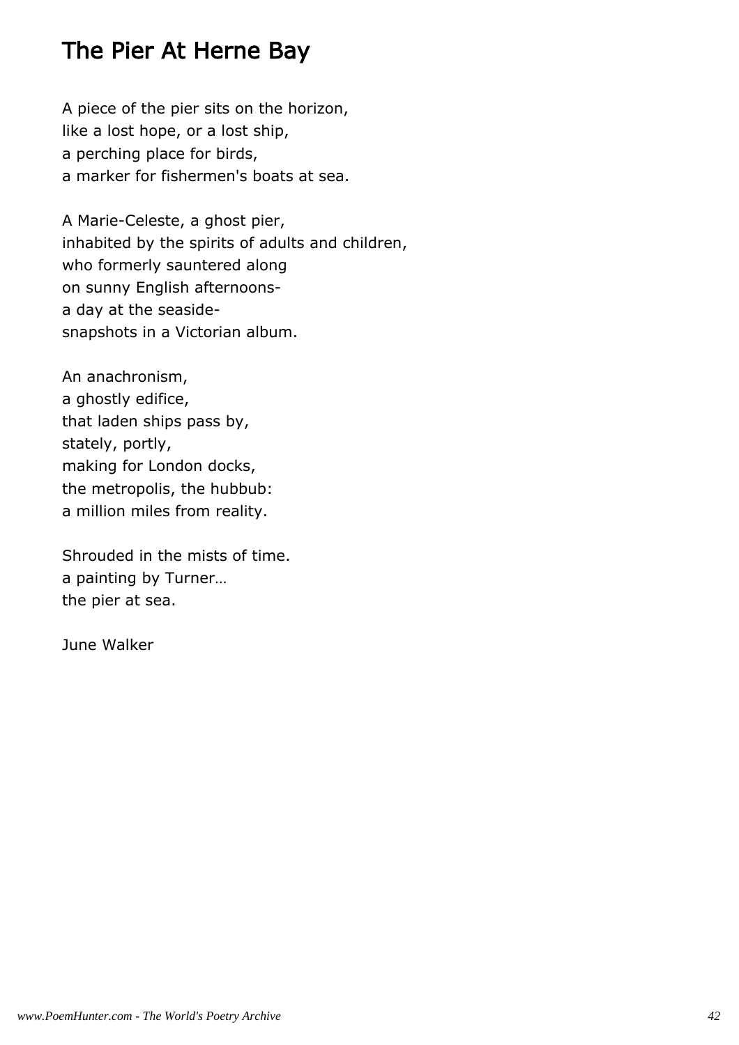# The Pier At Herne Bay

A piece of the pier sits on the horizon,
like a lost hope, or a lost ship,
a perching place for birds,
a marker for fishermen's boats at sea.

A Marie-Celeste, a ghost pier,
inhabited by the spirits of adults and children,
who formerly sauntered along
on sunny English afternoons-
a day at the seaside-
snapshots in a Victorian album.

An anachronism,
a ghostly edifice,
that laden ships pass by,
stately, portly,
making for London docks,
the metropolis, the hubbub:
a million miles from reality.

Shrouded in the mists of time.
a painting by Turner…
the pier at sea.

June Walker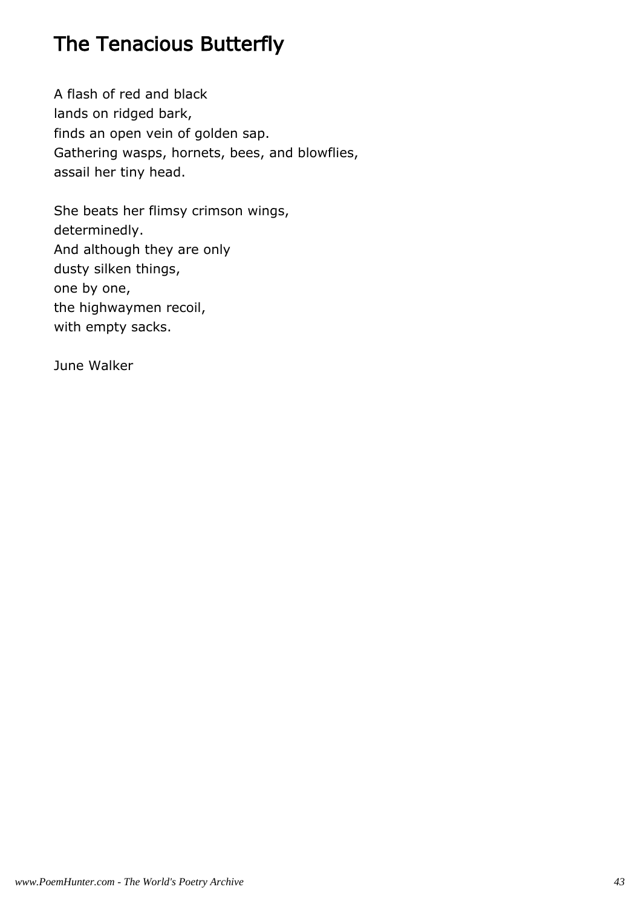# The Tenacious Butterfly

A flash of red and black  
lands on ridged bark,  
finds an open vein of golden sap.  
Gathering wasps, hornets, bees, and blowflies,  
assail her tiny head.

She beats her flimsy crimson wings,  
determinedly.  
And although they are only  
dusty silken things,  
one by one,  
the highwaymen recoil,  
with empty sacks.

June Walker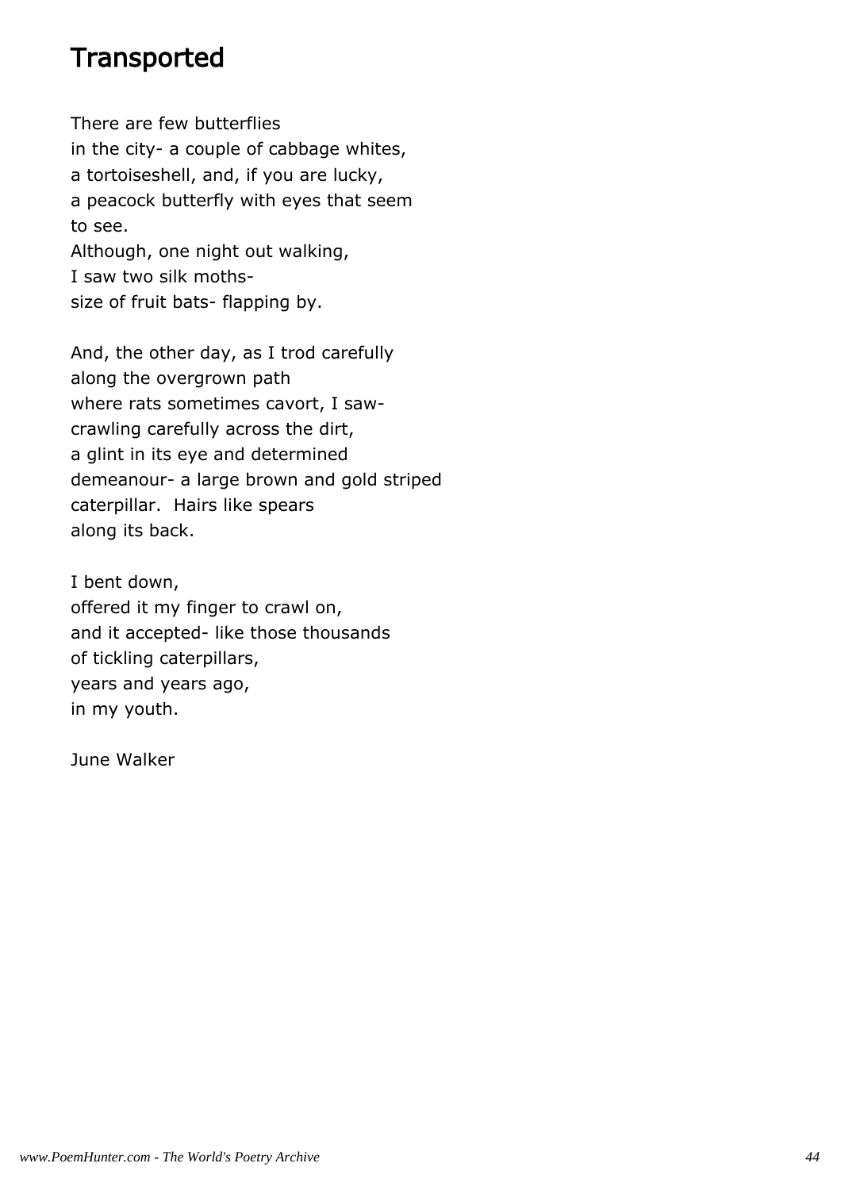# Transported

There are few butterflies  
in the city- a couple of cabbage whites,  
a tortoiseshell, and, if you are lucky,  
a peacock butterfly with eyes that seem  
to see.  
Although, one night out walking,  
I saw two silk moths-  
size of fruit bats- flapping by.

And, the other day, as I trod carefully  
along the overgrown path  
where rats sometimes cavort, I saw-  
crawling carefully across the dirt,  
a glint in its eye and determined  
demeanour- a large brown and gold striped  
caterpillar.  Hairs like spears  
along its back.

I bent down,  
offered it my finger to crawl on,  
and it accepted- like those thousands  
of tickling caterpillars,  
years and years ago,  
in my youth.

June Walker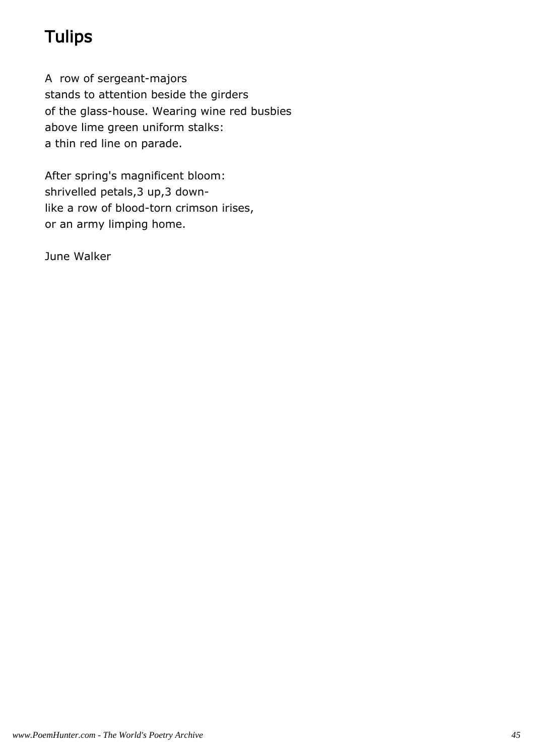# Tulips

A  row of sergeant-majors
stands to attention beside the girders
of the glass-house. Wearing wine red busbies
above lime green uniform stalks:
a thin red line on parade.

After spring's magnificent bloom:
shrivelled petals,3 up,3 down-
like a row of blood-torn crimson irises,
or an army limping home.

June Walker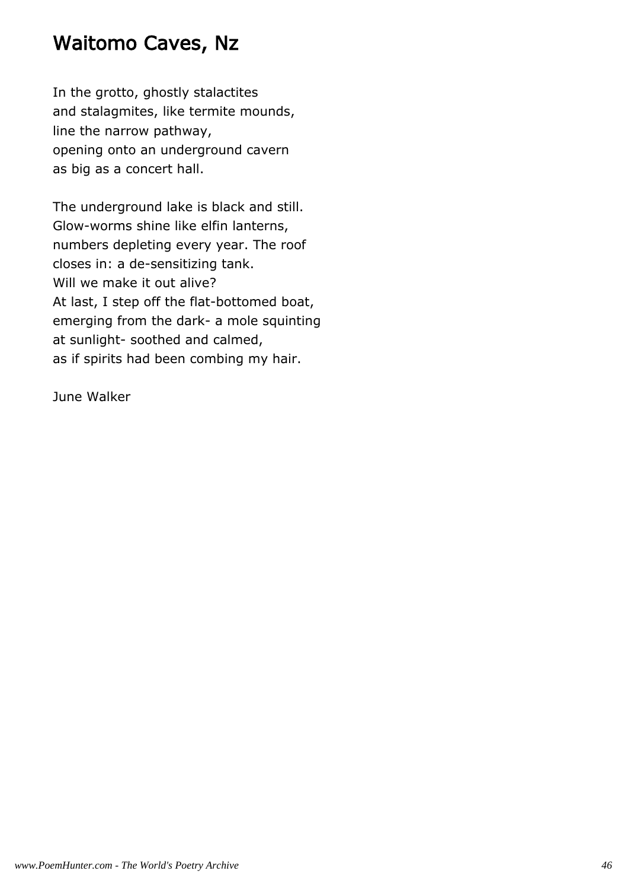# Waitomo Caves, Nz

In the grotto, ghostly stalactites
and stalagmites, like termite mounds,
line the narrow pathway,
opening onto an underground cavern
as big as a concert hall.

The underground lake is black and still.
Glow-worms shine like elfin lanterns,
numbers depleting every year. The roof
closes in: a de-sensitizing tank.
Will we make it out alive?
At last, I step off the flat-bottomed boat,
emerging from the dark- a mole squinting
at sunlight- soothed and calmed,
as if spirits had been combing my hair.

June Walker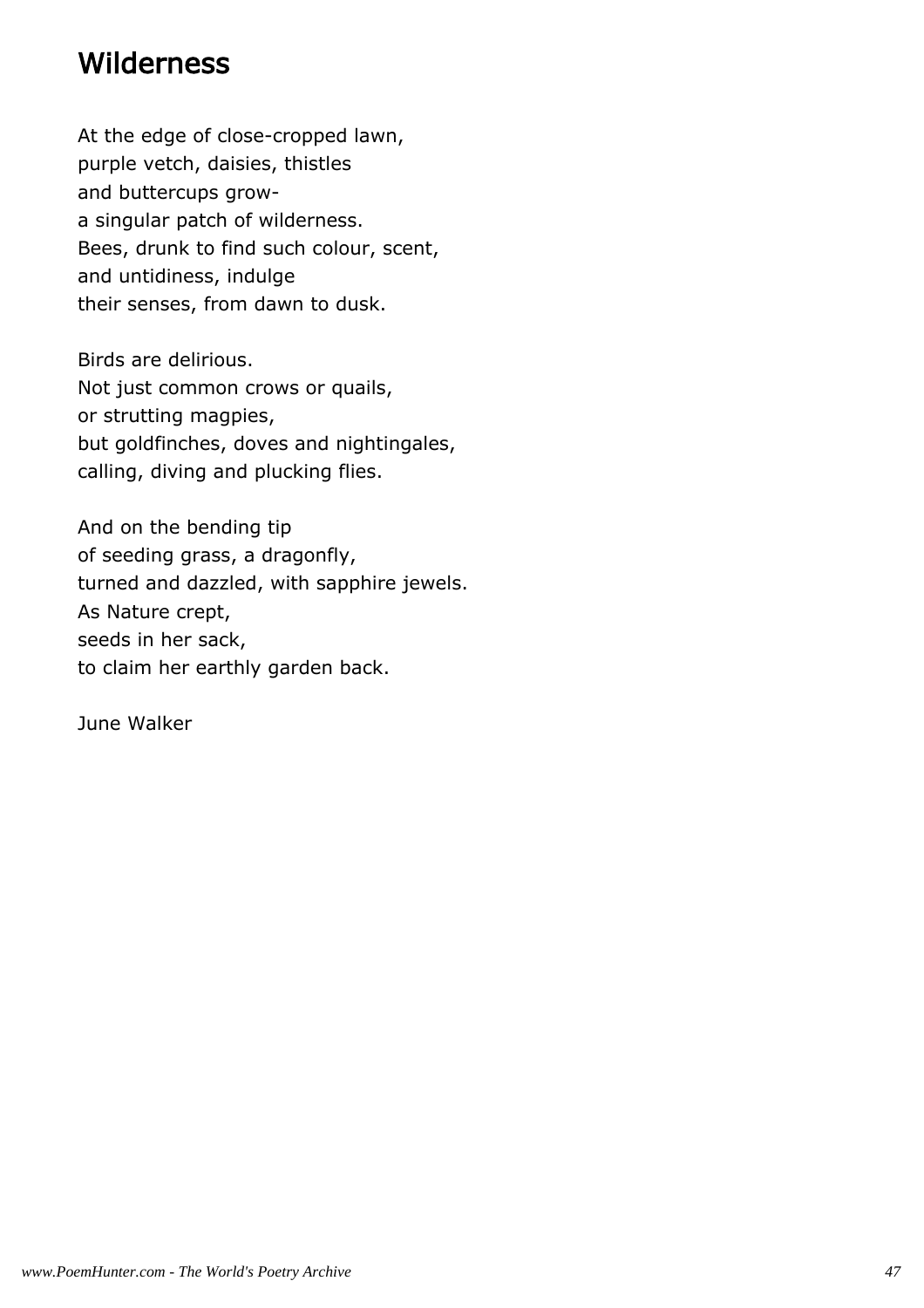# Wilderness

At the edge of close-cropped lawn,  
purple vetch, daisies, thistles  
and buttercups grow-  
a singular patch of wilderness.  
Bees, drunk to find such colour, scent,  
and untidiness, indulge  
their senses, from dawn to dusk.

Birds are delirious.  
Not just common crows or quails,  
or strutting magpies,  
but goldfinches, doves and nightingales,  
calling, diving and plucking flies.

And on the bending tip  
of seeding grass, a dragonfly,  
turned and dazzled, with sapphire jewels.  
As Nature crept,  
seeds in her sack,  
to claim her earthly garden back.

June Walker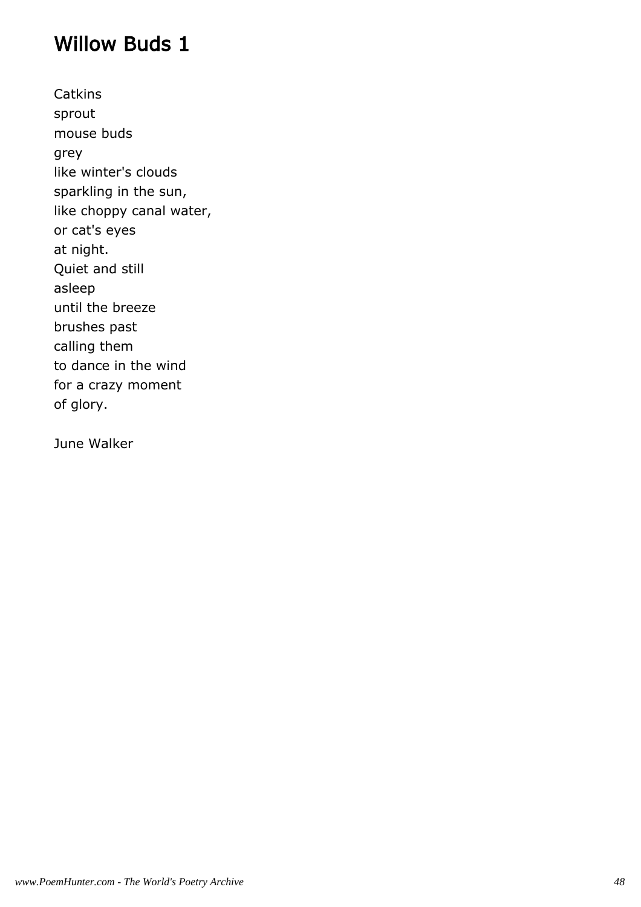# Willow Buds 1

Catkins  
sprout  
mouse buds  
grey  
like winter's clouds  
sparkling in the sun,  
like choppy canal water,  
or cat's eyes  
at night.  
Quiet and still  
asleep  
until the breeze  
brushes past  
calling them  
to dance in the wind  
for a crazy moment  
of glory.

June Walker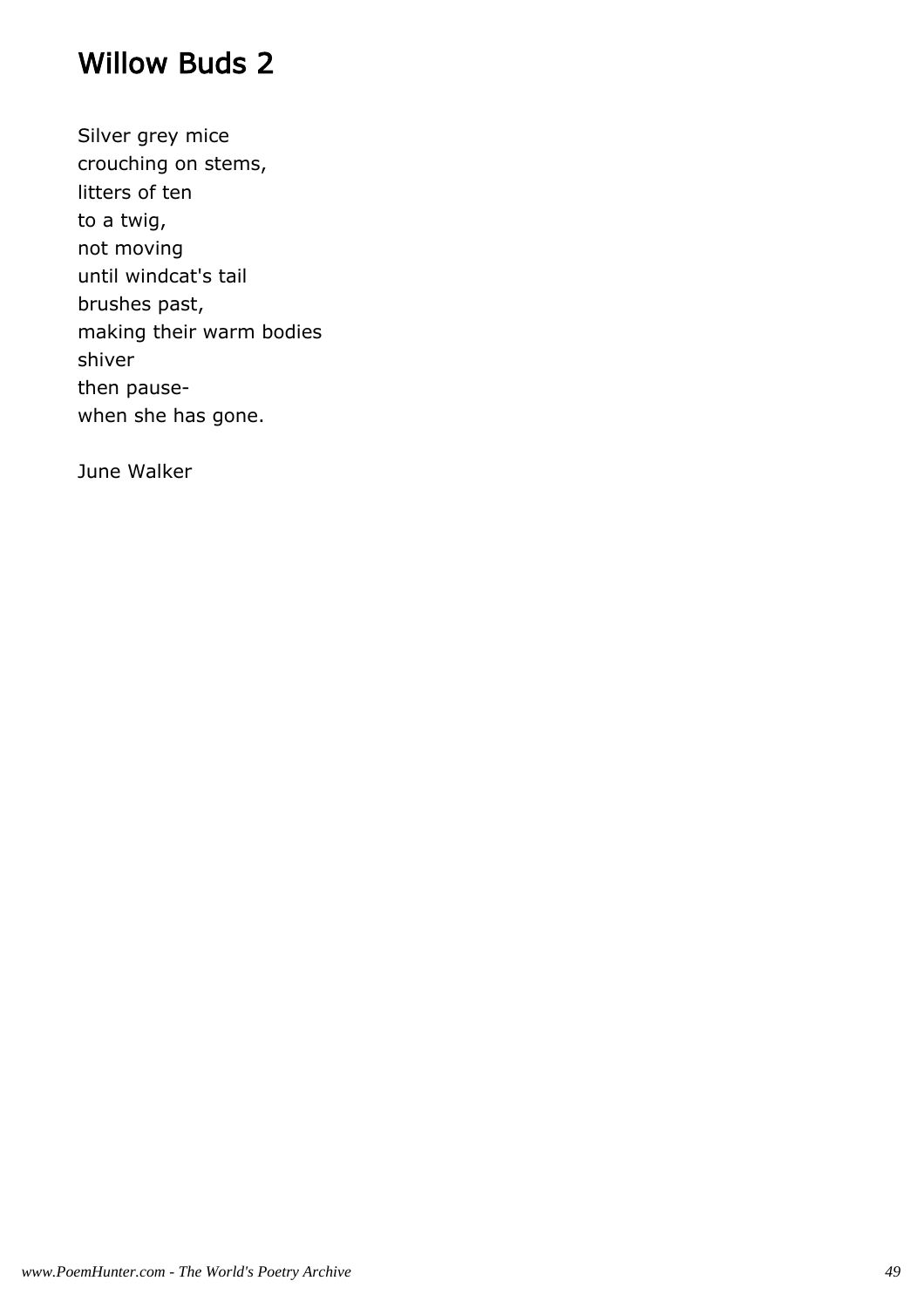# Willow Buds 2

Silver grey mice
crouching on stems,
litters of ten
to a twig,
not moving
until windcat's tail
brushes past,
making their warm bodies
shiver
then pause-
when she has gone.

June Walker